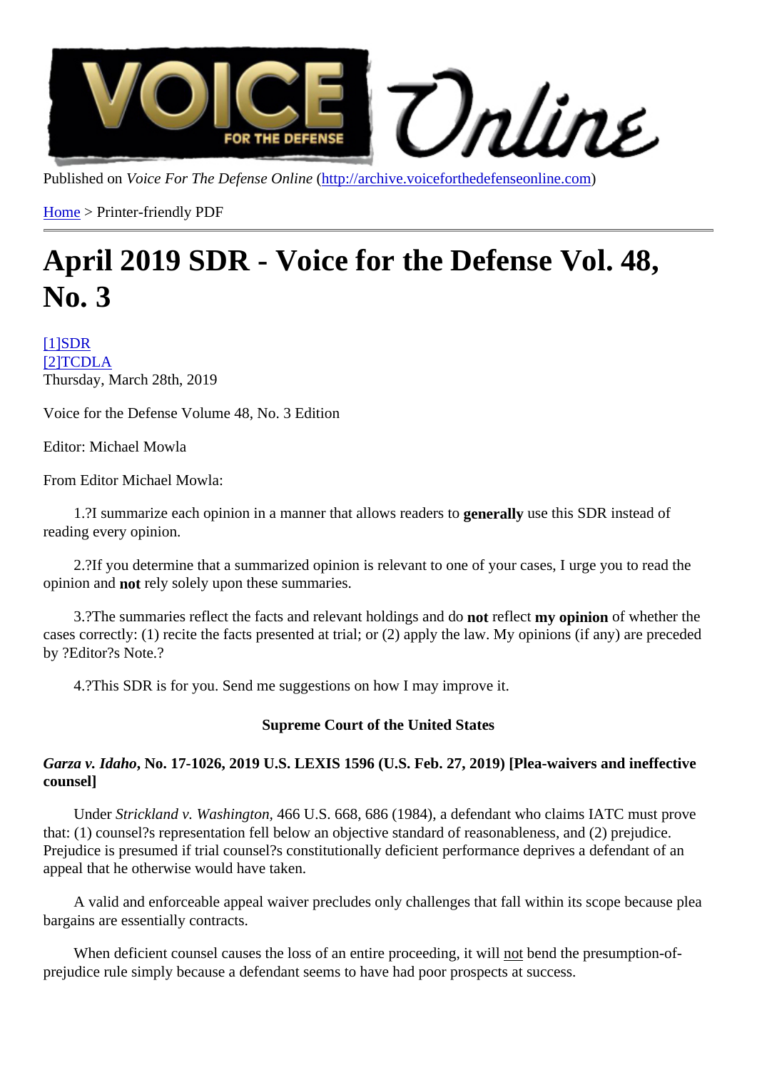Published on *Voice For The Defense Online* (http://archive.voiceforthedefenseonline.com)

Home > Printer-friendly PDF

# April 2019 SDR - Voice for the Defense Vol. 48, No. 3

[1]SDR
[2]TCDLA
Thursday, March 28th, 2019

Voice for the Defense Volume 48, No. 3 Edition

Editor: Michael Mowla

From Editor Michael Mowla:

1.?I summarize each opinion in a manner that allows readers to **generally** use this SDR instead of reading every opinion.

2.?If you determine that a summarized opinion is relevant to one of your cases, I urge you to read the opinion and **not** rely solely upon these summaries.

3.?The summaries reflect the facts and relevant holdings and do **not** reflect **my opinion** of whether the cases correctly: (1) recite the facts presented at trial; or (2) apply the law. My opinions (if any) are preceded by ?Editor?s Note.?

4.?This SDR is for you. Send me suggestions on how I may improve it.

**Supreme Court of the United States**

***Garza v. Idaho*, No. 17-1026, 2019 U.S. LEXIS 1596 (U.S. Feb. 27, 2019) [Plea-waivers and ineffective counsel]**

Under *Strickland v. Washington*, 466 U.S. 668, 686 (1984), a defendant who claims IATC must prove that: (1) counsel?s representation fell below an objective standard of reasonableness, and (2) prejudice. Prejudice is presumed if trial counsel?s constitutionally deficient performance deprives a defendant of an appeal that he otherwise would have taken.

A valid and enforceable appeal waiver precludes only challenges that fall within its scope because plea bargains are essentially contracts.

When deficient counsel causes the loss of an entire proceeding, it will not bend the presumption-of-prejudice rule simply because a defendant seems to have had poor prospects at success.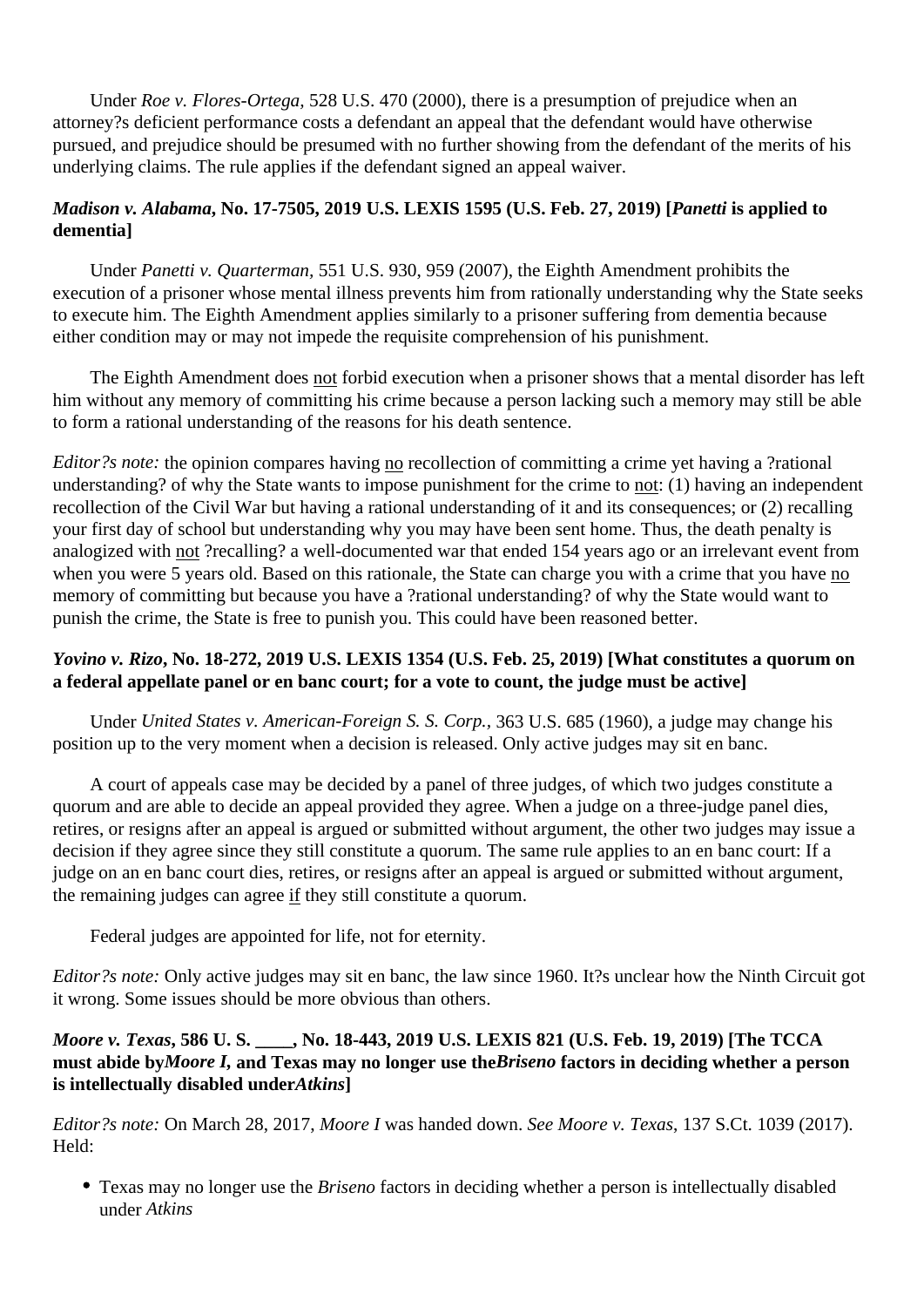Under *Roe v. Flores-Ortega*, 528 U.S. 470 (2000), there is a presumption of prejudice when an attorney?s deficient performance costs a defendant an appeal that the defendant would have otherwise pursued, and prejudice should be presumed with no further showing from the defendant of the merits of his underlying claims. The rule applies if the defendant signed an appeal waiver.

***Madison v. Alabama*, No. 17-7505, 2019 U.S. LEXIS 1595 (U.S. Feb. 27, 2019) [*Panetti* is applied to dementia]**

Under *Panetti v. Quarterman*, 551 U.S. 930, 959 (2007), the Eighth Amendment prohibits the execution of a prisoner whose mental illness prevents him from rationally understanding why the State seeks to execute him. The Eighth Amendment applies similarly to a prisoner suffering from dementia because either condition may or may not impede the requisite comprehension of his punishment.

The Eighth Amendment does <u>not</u> forbid execution when a prisoner shows that a mental disorder has left him without any memory of committing his crime because a person lacking such a memory may still be able to form a rational understanding of the reasons for his death sentence.

*Editor?s note:* the opinion compares having <u>no</u> recollection of committing a crime yet having a ?rational understanding? of why the State wants to impose punishment for the crime to <u>not</u>: (1) having an independent recollection of the Civil War but having a rational understanding of it and its consequences; or (2) recalling your first day of school but understanding why you may have been sent home. Thus, the death penalty is analogized with <u>not</u> ?recalling? a well-documented war that ended 154 years ago or an irrelevant event from when you were 5 years old. Based on this rationale, the State can charge you with a crime that you have <u>no</u> memory of committing but because you have a ?rational understanding? of why the State would want to punish the crime, the State is free to punish you. This could have been reasoned better.

***Yovino v. Rizo*, No. 18-272, 2019 U.S. LEXIS 1354 (U.S. Feb. 25, 2019) [What constitutes a quorum on a federal appellate panel or en banc court; for a vote to count, the judge must be active]**

Under *United States v. American-Foreign S. S. Corp.*, 363 U.S. 685 (1960), a judge may change his position up to the very moment when a decision is released. Only active judges may sit en banc.

A court of appeals case may be decided by a panel of three judges, of which two judges constitute a quorum and are able to decide an appeal provided they agree. When a judge on a three-judge panel dies, retires, or resigns after an appeal is argued or submitted without argument, the other two judges may issue a decision if they agree since they still constitute a quorum. The same rule applies to an en banc court: If a judge on an en banc court dies, retires, or resigns after an appeal is argued or submitted without argument, the remaining judges can agree <u>if</u> they still constitute a quorum.

Federal judges are appointed for life, not for eternity.

*Editor?s note:* Only active judges may sit en banc, the law since 1960. It?s unclear how the Ninth Circuit got it wrong. Some issues should be more obvious than others.

***Moore v. Texas*, 586 U. S. \_\_\_\_, No. 18-443, 2019 U.S. LEXIS 821 (U.S. Feb. 19, 2019) [The TCCA must abide by *Moore I*, and Texas may no longer use the *Briseno* factors in deciding whether a person is intellectually disabled under *Atkins*]**

*Editor?s note:* On March 28, 2017, *Moore I* was handed down. *See Moore v. Texas*, 137 S.Ct. 1039 (2017). Held:

- Texas may no longer use the *Briseno* factors in deciding whether a person is intellectually disabled under *Atkins*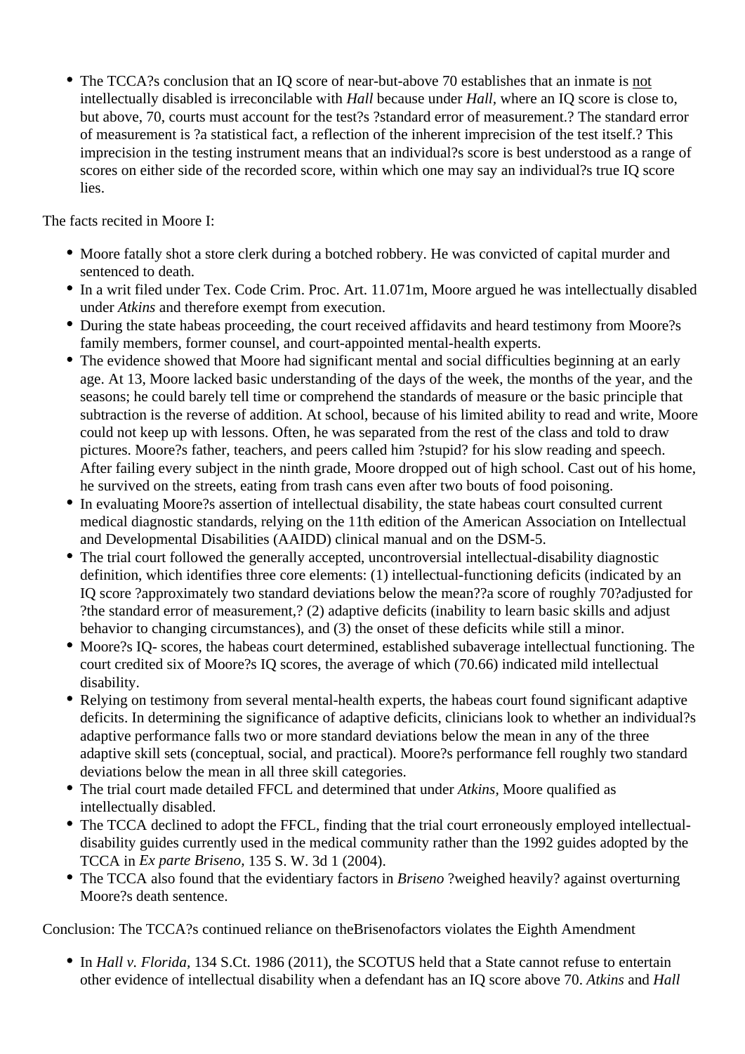- The TCCA?s conclusion that an IQ score of near-but-above 70 establishes that an inmate is not intellectually disabled is irreconcilable with *Hall* because under *Hall*, where an IQ score is close to, but above, 70, courts must account for the test?s ?standard error of measurement.? The standard error of measurement is ?a statistical fact, a reflection of the inherent imprecision of the test itself.? This imprecision in the testing instrument means that an individual?s score is best understood as a range of scores on either side of the recorded score, within which one may say an individual?s true IQ score lies.

The facts recited in Moore I:

- Moore fatally shot a store clerk during a botched robbery. He was convicted of capital murder and sentenced to death.
- In a writ filed under Tex. Code Crim. Proc. Art. 11.071m, Moore argued he was intellectually disabled under *Atkins* and therefore exempt from execution.
- During the state habeas proceeding, the court received affidavits and heard testimony from Moore?s family members, former counsel, and court-appointed mental-health experts.
- The evidence showed that Moore had significant mental and social difficulties beginning at an early age. At 13, Moore lacked basic understanding of the days of the week, the months of the year, and the seasons; he could barely tell time or comprehend the standards of measure or the basic principle that subtraction is the reverse of addition. At school, because of his limited ability to read and write, Moore could not keep up with lessons. Often, he was separated from the rest of the class and told to draw pictures. Moore?s father, teachers, and peers called him ?stupid? for his slow reading and speech. After failing every subject in the ninth grade, Moore dropped out of high school. Cast out of his home, he survived on the streets, eating from trash cans even after two bouts of food poisoning.
- In evaluating Moore?s assertion of intellectual disability, the state habeas court consulted current medical diagnostic standards, relying on the 11th edition of the American Association on Intellectual and Developmental Disabilities (AAIDD) clinical manual and on the DSM-5.
- The trial court followed the generally accepted, uncontroversial intellectual-disability diagnostic definition, which identifies three core elements: (1) intellectual-functioning deficits (indicated by an IQ score ?approximately two standard deviations below the mean??a score of roughly 70?adjusted for ?the standard error of measurement,? (2) adaptive deficits (inability to learn basic skills and adjust behavior to changing circumstances), and (3) the onset of these deficits while still a minor.
- Moore?s IQ- scores, the habeas court determined, established subaverage intellectual functioning. The court credited six of Moore?s IQ scores, the average of which (70.66) indicated mild intellectual disability.
- Relying on testimony from several mental-health experts, the habeas court found significant adaptive deficits. In determining the significance of adaptive deficits, clinicians look to whether an individual?s adaptive performance falls two or more standard deviations below the mean in any of the three adaptive skill sets (conceptual, social, and practical). Moore?s performance fell roughly two standard deviations below the mean in all three skill categories.
- The trial court made detailed FFCL and determined that under *Atkins*, Moore qualified as intellectually disabled.
- The TCCA declined to adopt the FFCL, finding that the trial court erroneously employed intellectual-disability guides currently used in the medical community rather than the 1992 guides adopted by the TCCA in *Ex parte Briseno*, 135 S. W. 3d 1 (2004).
- The TCCA also found that the evidentiary factors in *Briseno* ?weighed heavily? against overturning Moore?s death sentence.

Conclusion: The TCCA?s continued reliance on theBrisenofactors violates the Eighth Amendment

- In *Hall v. Florida*, 134 S.Ct. 1986 (2011), the SCOTUS held that a State cannot refuse to entertain other evidence of intellectual disability when a defendant has an IQ score above 70. *Atkins* and *Hall*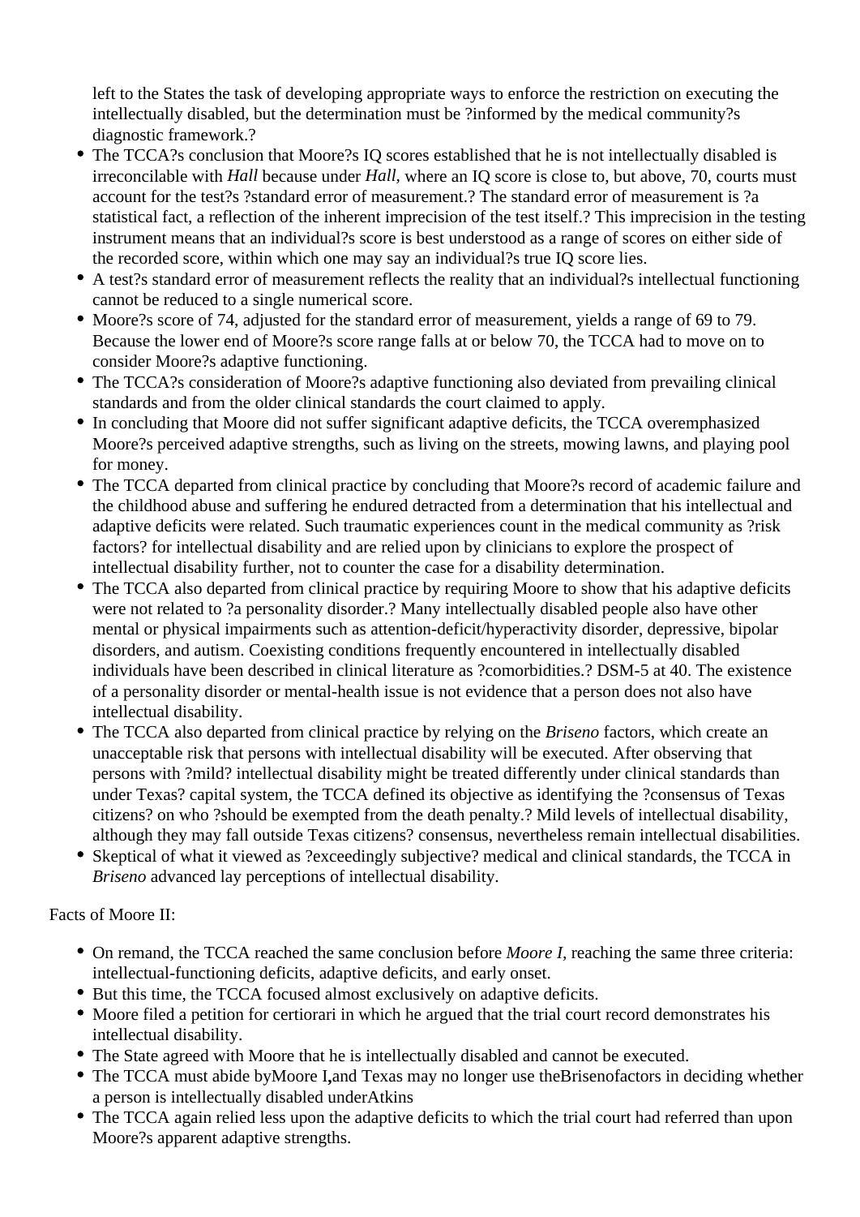left to the States the task of developing appropriate ways to enforce the restriction on executing the intellectually disabled, but the determination must be ?informed by the medical community?s diagnostic framework.?

- The TCCA?s conclusion that Moore?s IQ scores established that he is not intellectually disabled is irreconcilable with *Hall* because under *Hall,* where an IQ score is close to, but above, 70, courts must account for the test?s ?standard error of measurement.? The standard error of measurement is ?a statistical fact, a reflection of the inherent imprecision of the test itself.? This imprecision in the testing instrument means that an individual?s score is best understood as a range of scores on either side of the recorded score, within which one may say an individual?s true IQ score lies.
- A test?s standard error of measurement reflects the reality that an individual?s intellectual functioning cannot be reduced to a single numerical score.
- Moore?s score of 74, adjusted for the standard error of measurement, yields a range of 69 to 79. Because the lower end of Moore?s score range falls at or below 70, the TCCA had to move on to consider Moore?s adaptive functioning.
- The TCCA?s consideration of Moore?s adaptive functioning also deviated from prevailing clinical standards and from the older clinical standards the court claimed to apply.
- In concluding that Moore did not suffer significant adaptive deficits, the TCCA overemphasized Moore?s perceived adaptive strengths, such as living on the streets, mowing lawns, and playing pool for money.
- The TCCA departed from clinical practice by concluding that Moore?s record of academic failure and the childhood abuse and suffering he endured detracted from a determination that his intellectual and adaptive deficits were related. Such traumatic experiences count in the medical community as ?risk factors? for intellectual disability and are relied upon by clinicians to explore the prospect of intellectual disability further, not to counter the case for a disability determination.
- The TCCA also departed from clinical practice by requiring Moore to show that his adaptive deficits were not related to ?a personality disorder.? Many intellectually disabled people also have other mental or physical impairments such as attention-deficit/hyperactivity disorder, depressive, bipolar disorders, and autism. Coexisting conditions frequently encountered in intellectually disabled individuals have been described in clinical literature as ?comorbidities.? DSM-5 at 40. The existence of a personality disorder or mental-health issue is not evidence that a person does not also have intellectual disability.
- The TCCA also departed from clinical practice by relying on the *Briseno* factors, which create an unacceptable risk that persons with intellectual disability will be executed. After observing that persons with ?mild? intellectual disability might be treated differently under clinical standards than under Texas? capital system, the TCCA defined its objective as identifying the ?consensus of Texas citizens? on who ?should be exempted from the death penalty.? Mild levels of intellectual disability, although they may fall outside Texas citizens? consensus, nevertheless remain intellectual disabilities.
- Skeptical of what it viewed as ?exceedingly subjective? medical and clinical standards, the TCCA in *Briseno* advanced lay perceptions of intellectual disability.

Facts of Moore II:

- On remand, the TCCA reached the same conclusion before *Moore I,* reaching the same three criteria: intellectual-functioning deficits, adaptive deficits, and early onset.
- But this time, the TCCA focused almost exclusively on adaptive deficits.
- Moore filed a petition for certiorari in which he argued that the trial court record demonstrates his intellectual disability.
- The State agreed with Moore that he is intellectually disabled and cannot be executed.
- The TCCA must abide byMoore I**,**and Texas may no longer use theBrisenofactors in deciding whether a person is intellectually disabled underAtkins
- The TCCA again relied less upon the adaptive deficits to which the trial court had referred than upon Moore?s apparent adaptive strengths.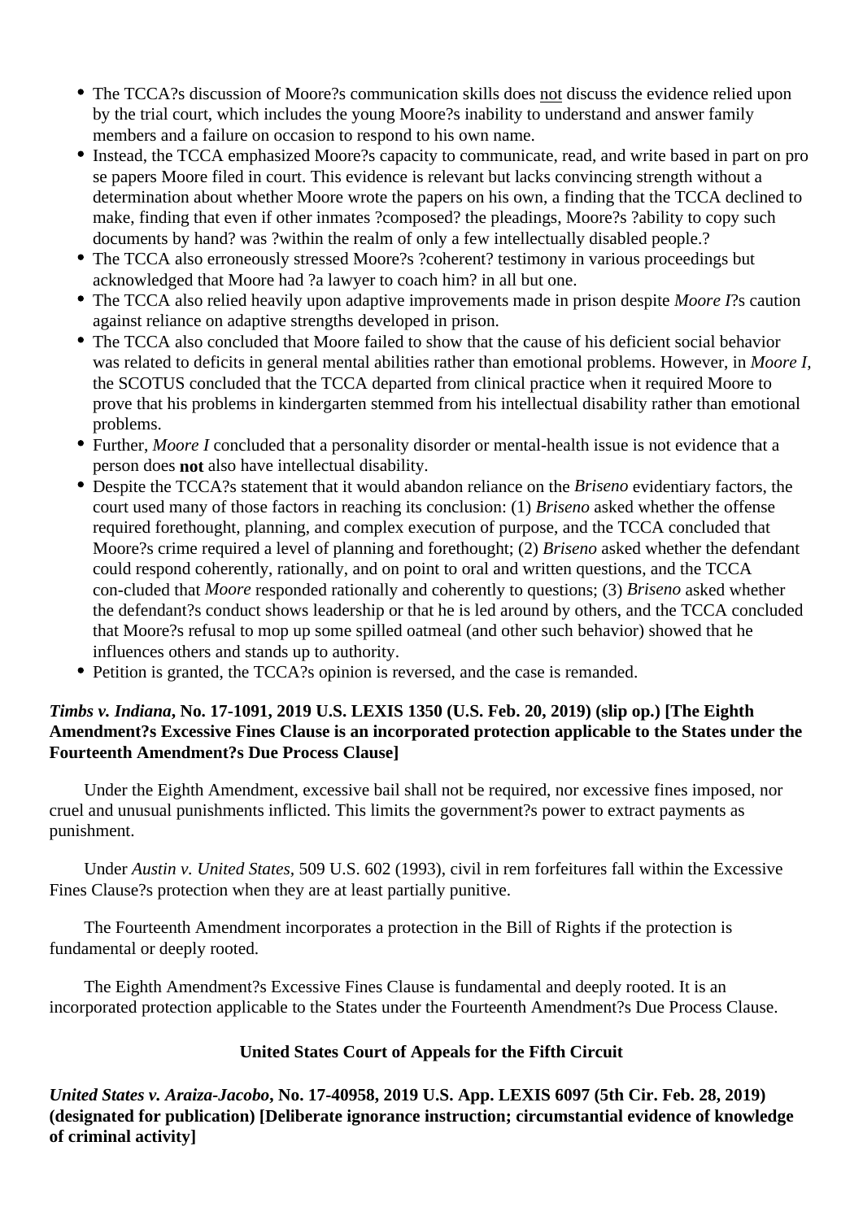- The TCCA?s discussion of Moore?s communication skills does not discuss the evidence relied upon by the trial court, which includes the young Moore?s inability to understand and answer family members and a failure on occasion to respond to his own name.
- Instead, the TCCA emphasized Moore?s capacity to communicate, read, and write based in part on pro se papers Moore filed in court. This evidence is relevant but lacks convincing strength without a determination about whether Moore wrote the papers on his own, a finding that the TCCA declined to make, finding that even if other inmates ?composed? the pleadings, Moore?s ?ability to copy such documents by hand? was ?within the realm of only a few intellectually disabled people.?
- The TCCA also erroneously stressed Moore?s ?coherent? testimony in various proceedings but acknowledged that Moore had ?a lawyer to coach him? in all but one.
- The TCCA also relied heavily upon adaptive improvements made in prison despite *Moore I*?s caution against reliance on adaptive strengths developed in prison.
- The TCCA also concluded that Moore failed to show that the cause of his deficient social behavior was related to deficits in general mental abilities rather than emotional problems. However, in *Moore I*, the SCOTUS concluded that the TCCA departed from clinical practice when it required Moore to prove that his problems in kindergarten stemmed from his intellectual disability rather than emotional problems.
- Further, *Moore I* concluded that a personality disorder or mental-health issue is not evidence that a person does **not** also have intellectual disability.
- Despite the TCCA?s statement that it would abandon reliance on the *Briseno* evidentiary factors, the court used many of those factors in reaching its conclusion: (1) *Briseno* asked whether the offense required forethought, planning, and complex execution of purpose, and the TCCA concluded that Moore?s crime required a level of planning and forethought; (2) *Briseno* asked whether the defendant could respond coherently, rationally, and on point to oral and written questions, and the TCCA con-cluded that *Moore* responded rationally and coherently to questions; (3) *Briseno* asked whether the defendant?s conduct shows leadership or that he is led around by others, and the TCCA concluded that Moore?s refusal to mop up some spilled oatmeal (and other such behavior) showed that he influences others and stands up to authority.
- Petition is granted, the TCCA?s opinion is reversed, and the case is remanded.

***Timbs v. Indiana*, No. 17-1091, 2019 U.S. LEXIS 1350 (U.S. Feb. 20, 2019) (slip op.) [The Eighth Amendment?s Excessive Fines Clause is an incorporated protection applicable to the States under the Fourteenth Amendment?s Due Process Clause]**

Under the Eighth Amendment, excessive bail shall not be required, nor excessive fines imposed, nor cruel and unusual punishments inflicted. This limits the government?s power to extract payments as punishment.

Under *Austin v. United States*, 509 U.S. 602 (1993), civil in rem forfeitures fall within the Excessive Fines Clause?s protection when they are at least partially punitive.

The Fourteenth Amendment incorporates a protection in the Bill of Rights if the protection is fundamental or deeply rooted.

The Eighth Amendment?s Excessive Fines Clause is fundamental and deeply rooted. It is an incorporated protection applicable to the States under the Fourteenth Amendment?s Due Process Clause.

## United States Court of Appeals for the Fifth Circuit

***United States v. Araiza-Jacobo*, No. 17-40958, 2019 U.S. App. LEXIS 6097 (5th Cir. Feb. 28, 2019) (designated for publication) [Deliberate ignorance instruction; circumstantial evidence of knowledge of criminal activity]**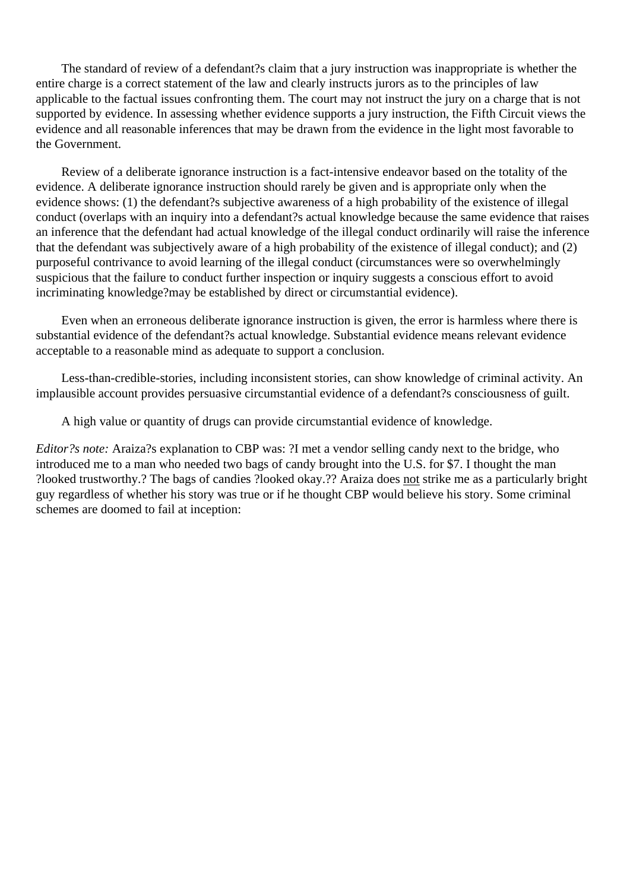The standard of review of a defendant?s claim that a jury instruction was inappropriate is whether the entire charge is a correct statement of the law and clearly instructs jurors as to the principles of law applicable to the factual issues confronting them. The court may not instruct the jury on a charge that is not supported by evidence. In assessing whether evidence supports a jury instruction, the Fifth Circuit views the evidence and all reasonable inferences that may be drawn from the evidence in the light most favorable to the Government.

Review of a deliberate ignorance instruction is a fact-intensive endeavor based on the totality of the evidence. A deliberate ignorance instruction should rarely be given and is appropriate only when the evidence shows: (1) the defendant?s subjective awareness of a high probability of the existence of illegal conduct (overlaps with an inquiry into a defendant?s actual knowledge because the same evidence that raises an inference that the defendant had actual knowledge of the illegal conduct ordinarily will raise the inference that the defendant was subjectively aware of a high probability of the existence of illegal conduct); and (2) purposeful contrivance to avoid learning of the illegal conduct (circumstances were so overwhelmingly suspicious that the failure to conduct further inspection or inquiry suggests a conscious effort to avoid incriminating knowledge?may be established by direct or circumstantial evidence).

Even when an erroneous deliberate ignorance instruction is given, the error is harmless where there is substantial evidence of the defendant?s actual knowledge. Substantial evidence means relevant evidence acceptable to a reasonable mind as adequate to support a conclusion.

Less-than-credible-stories, including inconsistent stories, can show knowledge of criminal activity. An implausible account provides persuasive circumstantial evidence of a defendant?s consciousness of guilt.

A high value or quantity of drugs can provide circumstantial evidence of knowledge.

*Editor?s note:* Araiza?s explanation to CBP was: ?I met a vendor selling candy next to the bridge, who introduced me to a man who needed two bags of candy brought into the U.S. for $7. I thought the man ?looked trustworthy.? The bags of candies ?looked okay.?? Araiza does <u>not</u> strike me as a particularly bright guy regardless of whether his story was true or if he thought CBP would believe his story. Some criminal schemes are doomed to fail at inception: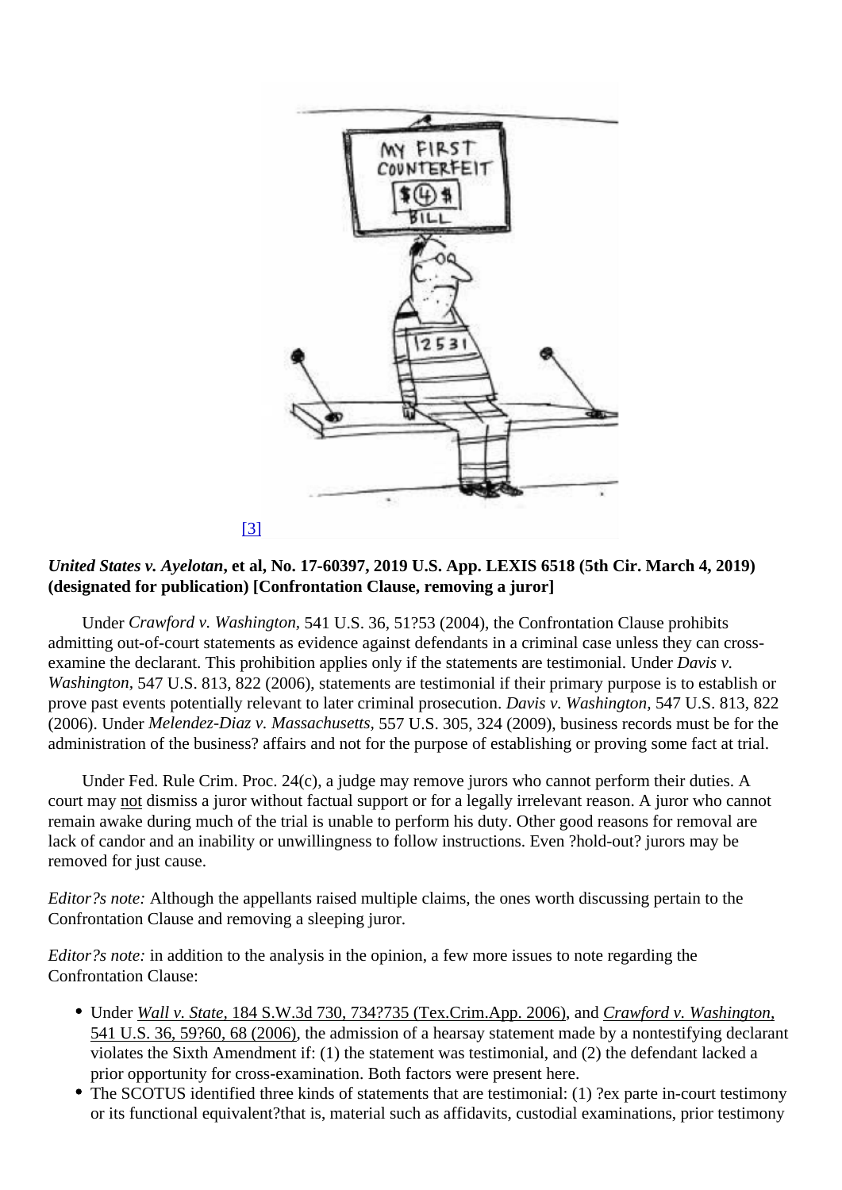[3]

***United States v. Ayelotan*, et al, No. 17-60397, 2019 U.S. App. LEXIS 6518 (5th Cir. March 4, 2019) (designated for publication) [Confrontation Clause, removing a juror]**

Under *Crawford v. Washington,* 541 U.S. 36, 51?53 (2004), the Confrontation Clause prohibits admitting out-of-court statements as evidence against defendants in a criminal case unless they can cross-examine the declarant. This prohibition applies only if the statements are testimonial. Under *Davis v. Washington,* 547 U.S. 813, 822 (2006), statements are testimonial if their primary purpose is to establish or prove past events potentially relevant to later criminal prosecution. *Davis v. Washington,* 547 U.S. 813, 822 (2006). Under *Melendez-Diaz v. Massachusetts,* 557 U.S. 305, 324 (2009), business records must be for the administration of the business? affairs and not for the purpose of establishing or proving some fact at trial.

Under Fed. Rule Crim. Proc. 24(c), a judge may remove jurors who cannot perform their duties. A court may not dismiss a juror without factual support or for a legally irrelevant reason. A juror who cannot remain awake during much of the trial is unable to perform his duty. Other good reasons for removal are lack of candor and an inability or unwillingness to follow instructions. Even ?hold-out? jurors may be removed for just cause.

*Editor?s note:* Although the appellants raised multiple claims, the ones worth discussing pertain to the Confrontation Clause and removing a sleeping juror.

*Editor?s note:* in addition to the analysis in the opinion, a few more issues to note regarding the Confrontation Clause:

- Under *Wall v. State,* 184 S.W.3d 730, 734?735 (Tex.Crim.App. 2006), and *Crawford v. Washington,* 541 U.S. 36, 59?60, 68 (2006), the admission of a hearsay statement made by a nontestifying declarant violates the Sixth Amendment if: (1) the statement was testimonial, and (2) the defendant lacked a prior opportunity for cross-examination. Both factors were present here.
- The SCOTUS identified three kinds of statements that are testimonial: (1) ?ex parte in-court testimony or its functional equivalent?that is, material such as affidavits, custodial examinations, prior testimony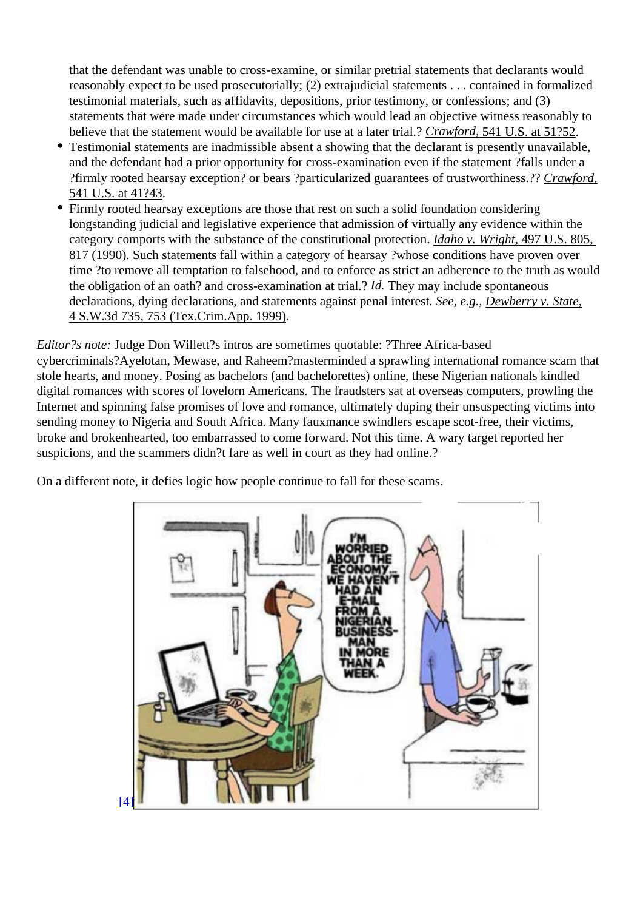that the defendant was unable to cross-examine, or similar pretrial statements that declarants would reasonably expect to be used prosecutorially; (2) extrajudicial statements . . . contained in formalized testimonial materials, such as affidavits, depositions, prior testimony, or confessions; and (3) statements that were made under circumstances which would lead an objective witness reasonably to believe that the statement would be available for use at a later trial.? *Crawford*, 541 U.S. at 51?52.

- Testimonial statements are inadmissible absent a showing that the declarant is presently unavailable, and the defendant had a prior opportunity for cross-examination even if the statement ?falls under a ?firmly rooted hearsay exception? or bears ?particularized guarantees of trustworthiness.?? *Crawford*, 541 U.S. at 41?43.
- Firmly rooted hearsay exceptions are those that rest on such a solid foundation considering longstanding judicial and legislative experience that admission of virtually any evidence within the category comports with the substance of the constitutional protection. *Idaho v. Wright*, 497 U.S. 805, 817 (1990). Such statements fall within a category of hearsay ?whose conditions have proven over time ?to remove all temptation to falsehood, and to enforce as strict an adherence to the truth as would the obligation of an oath? and cross-examination at trial.? *Id.* They may include spontaneous declarations, dying declarations, and statements against penal interest. *See, e.g.*, *Dewberry v. State*, 4 S.W.3d 735, 753 (Tex.Crim.App. 1999).

*Editor?s note:* Judge Don Willett?s intros are sometimes quotable: ?Three Africa-based cybercriminals?Ayelotan, Mewase, and Raheem?masterminded a sprawling international romance scam that stole hearts, and money. Posing as bachelors (and bachelorettes) online, these Nigerian nationals kindled digital romances with scores of lovelorn Americans. The fraudsters sat at overseas computers, prowling the Internet and spinning false promises of love and romance, ultimately duping their unsuspecting victims into sending money to Nigeria and South Africa. Many fauxmance swindlers escape scot-free, their victims, broke and brokenhearted, too embarrassed to come forward. Not this time. A wary target reported her suspicions, and the scammers didn?t fare as well in court as they had online.?

On a different note, it defies logic how people continue to fall for these scams.

[4]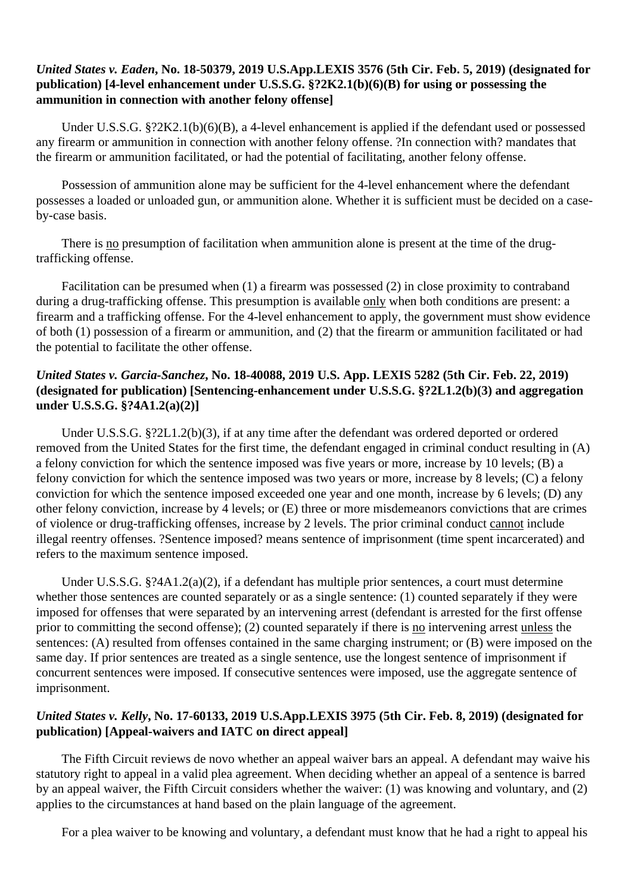### *United States v. Eaden*, No. 18-50379, 2019 U.S.App.LEXIS 3576 (5th Cir. Feb. 5, 2019) (designated for publication) [4-level enhancement under U.S.S.G. §?2K2.1(b)(6)(B) for using or possessing the ammunition in connection with another felony offense]

Under U.S.S.G. §?2K2.1(b)(6)(B), a 4-level enhancement is applied if the defendant used or possessed any firearm or ammunition in connection with another felony offense. ?In connection with? mandates that the firearm or ammunition facilitated, or had the potential of facilitating, another felony offense.

Possession of ammunition alone may be sufficient for the 4-level enhancement where the defendant possesses a loaded or unloaded gun, or ammunition alone. Whether it is sufficient must be decided on a case-by-case basis.

There is no presumption of facilitation when ammunition alone is present at the time of the drug-trafficking offense.

Facilitation can be presumed when (1) a firearm was possessed (2) in close proximity to contraband during a drug-trafficking offense. This presumption is available only when both conditions are present: a firearm and a trafficking offense. For the 4-level enhancement to apply, the government must show evidence of both (1) possession of a firearm or ammunition, and (2) that the firearm or ammunition facilitated or had the potential to facilitate the other offense.

### *United States v. Garcia-Sanchez*, No. 18-40088, 2019 U.S. App. LEXIS 5282 (5th Cir. Feb. 22, 2019) (designated for publication) [Sentencing-enhancement under U.S.S.G. §?2L1.2(b)(3) and aggregation under U.S.S.G. §?4A1.2(a)(2)]

Under U.S.S.G. §?2L1.2(b)(3), if at any time after the defendant was ordered deported or ordered removed from the United States for the first time, the defendant engaged in criminal conduct resulting in (A) a felony conviction for which the sentence imposed was five years or more, increase by 10 levels; (B) a felony conviction for which the sentence imposed was two years or more, increase by 8 levels; (C) a felony conviction for which the sentence imposed exceeded one year and one month, increase by 6 levels; (D) any other felony conviction, increase by 4 levels; or (E) three or more misdemeanors convictions that are crimes of violence or drug-trafficking offenses, increase by 2 levels. The prior criminal conduct cannot include illegal reentry offenses. ?Sentence imposed? means sentence of imprisonment (time spent incarcerated) and refers to the maximum sentence imposed.

Under U.S.S.G. §?4A1.2(a)(2), if a defendant has multiple prior sentences, a court must determine whether those sentences are counted separately or as a single sentence: (1) counted separately if they were imposed for offenses that were separated by an intervening arrest (defendant is arrested for the first offense prior to committing the second offense); (2) counted separately if there is no intervening arrest unless the sentences: (A) resulted from offenses contained in the same charging instrument; or (B) were imposed on the same day. If prior sentences are treated as a single sentence, use the longest sentence of imprisonment if concurrent sentences were imposed. If consecutive sentences were imposed, use the aggregate sentence of imprisonment.

### *United States v. Kelly*, No. 17-60133, 2019 U.S.App.LEXIS 3975 (5th Cir. Feb. 8, 2019) (designated for publication) [Appeal-waivers and IATC on direct appeal]

The Fifth Circuit reviews de novo whether an appeal waiver bars an appeal. A defendant may waive his statutory right to appeal in a valid plea agreement. When deciding whether an appeal of a sentence is barred by an appeal waiver, the Fifth Circuit considers whether the waiver: (1) was knowing and voluntary, and (2) applies to the circumstances at hand based on the plain language of the agreement.

For a plea waiver to be knowing and voluntary, a defendant must know that he had a right to appeal his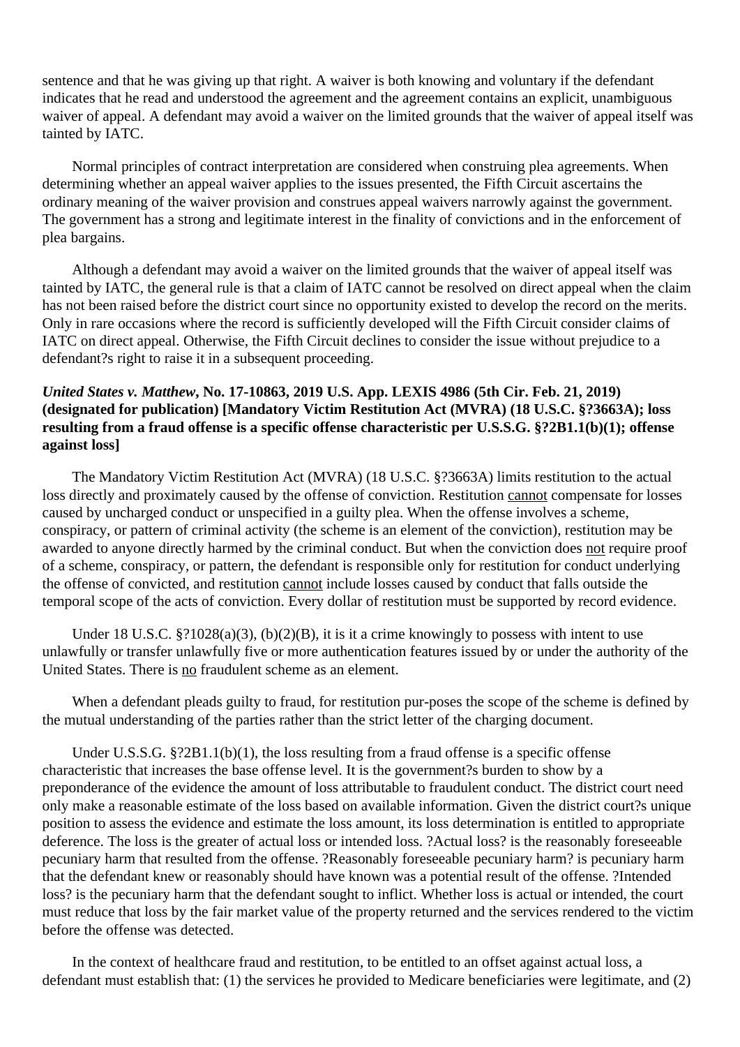sentence and that he was giving up that right. A waiver is both knowing and voluntary if the defendant indicates that he read and understood the agreement and the agreement contains an explicit, unambiguous waiver of appeal. A defendant may avoid a waiver on the limited grounds that the waiver of appeal itself was tainted by IATC.

Normal principles of contract interpretation are considered when construing plea agreements. When determining whether an appeal waiver applies to the issues presented, the Fifth Circuit ascertains the ordinary meaning of the waiver provision and construes appeal waivers narrowly against the government. The government has a strong and legitimate interest in the finality of convictions and in the enforcement of plea bargains.

Although a defendant may avoid a waiver on the limited grounds that the waiver of appeal itself was tainted by IATC, the general rule is that a claim of IATC cannot be resolved on direct appeal when the claim has not been raised before the district court since no opportunity existed to develop the record on the merits. Only in rare occasions where the record is sufficiently developed will the Fifth Circuit consider claims of IATC on direct appeal. Otherwise, the Fifth Circuit declines to consider the issue without prejudice to a defendant?s right to raise it in a subsequent proceeding.

***United States v. Matthew*, No. 17-10863, 2019 U.S. App. LEXIS 4986 (5th Cir. Feb. 21, 2019) (designated for publication) [Mandatory Victim Restitution Act (MVRA) (18 U.S.C. §?3663A); loss resulting from a fraud offense is a specific offense characteristic per U.S.S.G. §?2B1.1(b)(1); offense against loss]**

The Mandatory Victim Restitution Act (MVRA) (18 U.S.C. §?3663A) limits restitution to the actual loss directly and proximately caused by the offense of conviction. Restitution <u>cannot</u> compensate for losses caused by uncharged conduct or unspecified in a guilty plea. When the offense involves a scheme, conspiracy, or pattern of criminal activity (the scheme is an element of the conviction), restitution may be awarded to anyone directly harmed by the criminal conduct. But when the conviction does <u>not</u> require proof of a scheme, conspiracy, or pattern, the defendant is responsible only for restitution for conduct underlying the offense of convicted, and restitution <u>cannot</u> include losses caused by conduct that falls outside the temporal scope of the acts of conviction. Every dollar of restitution must be supported by record evidence.

Under 18 U.S.C. §?1028(a)(3), (b)(2)(B), it is it a crime knowingly to possess with intent to use unlawfully or transfer unlawfully five or more authentication features issued by or under the authority of the United States. There is <u>no</u> fraudulent scheme as an element.

When a defendant pleads guilty to fraud, for restitution pur-poses the scope of the scheme is defined by the mutual understanding of the parties rather than the strict letter of the charging document.

Under U.S.S.G. §?2B1.1(b)(1), the loss resulting from a fraud offense is a specific offense characteristic that increases the base offense level. It is the government?s burden to show by a preponderance of the evidence the amount of loss attributable to fraudulent conduct. The district court need only make a reasonable estimate of the loss based on available information. Given the district court?s unique position to assess the evidence and estimate the loss amount, its loss determination is entitled to appropriate deference. The loss is the greater of actual loss or intended loss. ?Actual loss? is the reasonably foreseeable pecuniary harm that resulted from the offense. ?Reasonably foreseeable pecuniary harm? is pecuniary harm that the defendant knew or reasonably should have known was a potential result of the offense. ?Intended loss? is the pecuniary harm that the defendant sought to inflict. Whether loss is actual or intended, the court must reduce that loss by the fair market value of the property returned and the services rendered to the victim before the offense was detected.

In the context of healthcare fraud and restitution, to be entitled to an offset against actual loss, a defendant must establish that: (1) the services he provided to Medicare beneficiaries were legitimate, and (2)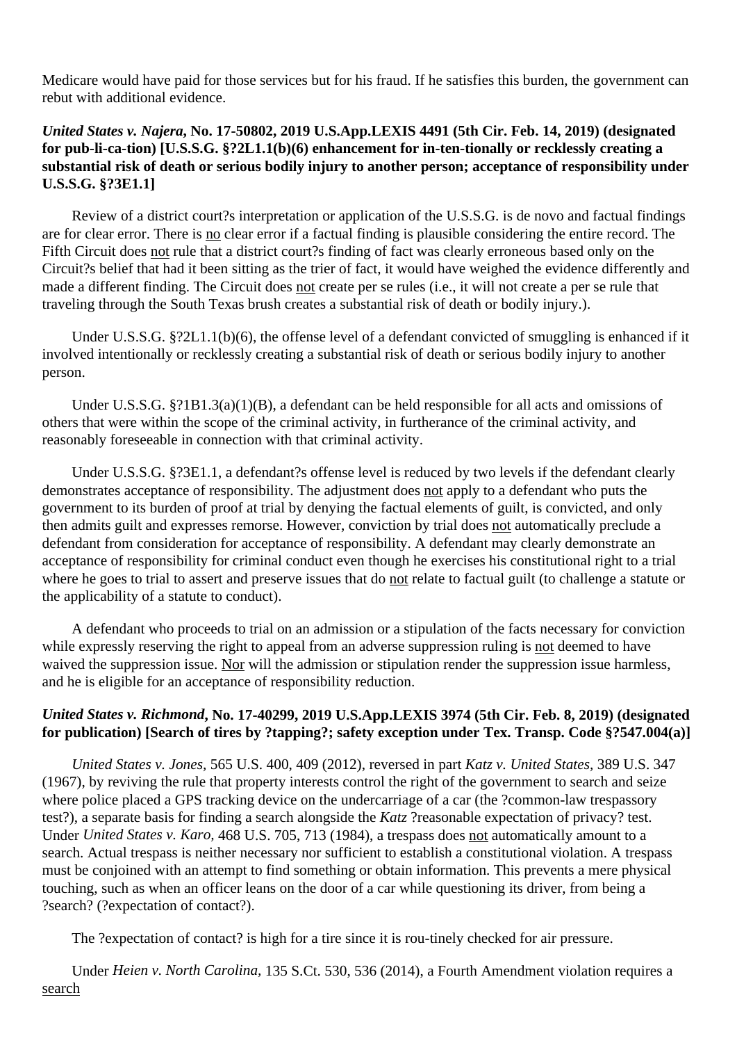Medicare would have paid for those services but for his fraud. If he satisfies this burden, the government can rebut with additional evidence.

***United States v. Najera*, No. 17-50802, 2019 U.S.App.LEXIS 4491 (5th Cir. Feb. 14, 2019) (designated for pub-li-ca-tion) [U.S.S.G. §?2L1.1(b)(6) enhancement for in-ten-tionally or recklessly creating a substantial risk of death or serious bodily injury to another person; acceptance of responsibility under U.S.S.G. §?3E1.1]**

Review of a district court?s interpretation or application of the U.S.S.G. is de novo and factual findings are for clear error. There is no clear error if a factual finding is plausible considering the entire record. The Fifth Circuit does not rule that a district court?s finding of fact was clearly erroneous based only on the Circuit?s belief that had it been sitting as the trier of fact, it would have weighed the evidence differently and made a different finding. The Circuit does not create per se rules (i.e., it will not create a per se rule that traveling through the South Texas brush creates a substantial risk of death or bodily injury.).

Under U.S.S.G. §?2L1.1(b)(6), the offense level of a defendant convicted of smuggling is enhanced if it involved intentionally or recklessly creating a substantial risk of death or serious bodily injury to another person.

Under U.S.S.G. §?1B1.3(a)(1)(B), a defendant can be held responsible for all acts and omissions of others that were within the scope of the criminal activity, in furtherance of the criminal activity, and reasonably foreseeable in connection with that criminal activity.

Under U.S.S.G. §?3E1.1, a defendant?s offense level is reduced by two levels if the defendant clearly demonstrates acceptance of responsibility. The adjustment does not apply to a defendant who puts the government to its burden of proof at trial by denying the factual elements of guilt, is convicted, and only then admits guilt and expresses remorse. However, conviction by trial does not automatically preclude a defendant from consideration for acceptance of responsibility. A defendant may clearly demonstrate an acceptance of responsibility for criminal conduct even though he exercises his constitutional right to a trial where he goes to trial to assert and preserve issues that do not relate to factual guilt (to challenge a statute or the applicability of a statute to conduct).

A defendant who proceeds to trial on an admission or a stipulation of the facts necessary for conviction while expressly reserving the right to appeal from an adverse suppression ruling is not deemed to have waived the suppression issue. Nor will the admission or stipulation render the suppression issue harmless, and he is eligible for an acceptance of responsibility reduction.

***United States v. Richmond*, No. 17-40299, 2019 U.S.App.LEXIS 3974 (5th Cir. Feb. 8, 2019) (designated for publication) [Search of tires by ?tapping?; safety exception under Tex. Transp. Code §?547.004(a)]**

*United States v. Jones*, 565 U.S. 400, 409 (2012), reversed in part *Katz v. United States*, 389 U.S. 347 (1967), by reviving the rule that property interests control the right of the government to search and seize where police placed a GPS tracking device on the undercarriage of a car (the ?common-law trespassory test?), a separate basis for finding a search alongside the *Katz* ?reasonable expectation of privacy? test. Under *United States v. Karo*, 468 U.S. 705, 713 (1984), a trespass does not automatically amount to a search. Actual trespass is neither necessary nor sufficient to establish a constitutional violation. A trespass must be conjoined with an attempt to find something or obtain information. This prevents a mere physical touching, such as when an officer leans on the door of a car while questioning its driver, from being a ?search? (?expectation of contact?).

The ?expectation of contact? is high for a tire since it is rou-tinely checked for air pressure.

Under *Heien v. North Carolina*, 135 S.Ct. 530, 536 (2014), a Fourth Amendment violation requires a search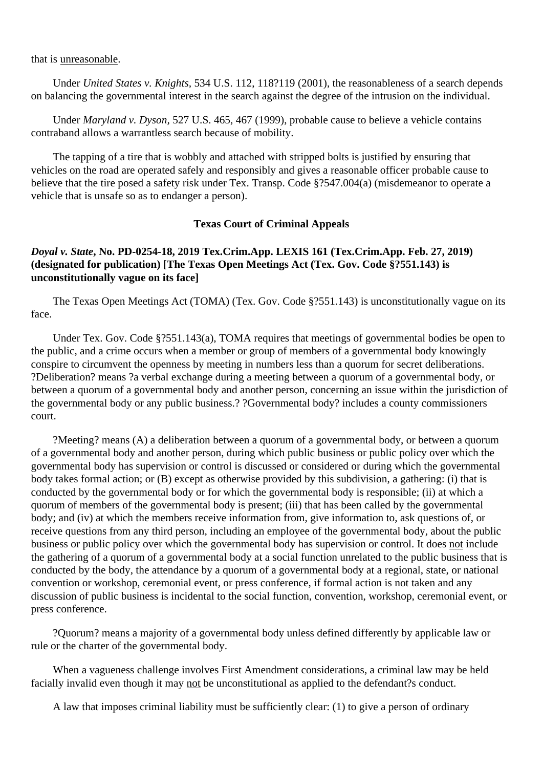that is <u>unreasonable</u>.

Under *United States v. Knights*, 534 U.S. 112, 118?119 (2001), the reasonableness of a search depends on balancing the governmental interest in the search against the degree of the intrusion on the individual.

Under *Maryland v. Dyson*, 527 U.S. 465, 467 (1999), probable cause to believe a vehicle contains contraband allows a warrantless search because of mobility.

The tapping of a tire that is wobbly and attached with stripped bolts is justified by ensuring that vehicles on the road are operated safely and responsibly and gives a reasonable officer probable cause to believe that the tire posed a safety risk under Tex. Transp. Code §?547.004(a) (misdemeanor to operate a vehicle that is unsafe so as to endanger a person).

**Texas Court of Criminal Appeals**

***Doyal v. State*, No. PD-0254-18, 2019 Tex.Crim.App. LEXIS 161 (Tex.Crim.App. Feb. 27, 2019) (designated for publication) [The Texas Open Meetings Act (Tex. Gov. Code §?551.143) is unconstitutionally vague on its face]**

The Texas Open Meetings Act (TOMA) (Tex. Gov. Code §?551.143) is unconstitutionally vague on its face.

Under Tex. Gov. Code §?551.143(a), TOMA requires that meetings of governmental bodies be open to the public, and a crime occurs when a member or group of members of a governmental body knowingly conspire to circumvent the openness by meeting in numbers less than a quorum for secret deliberations. ?Deliberation? means ?a verbal exchange during a meeting between a quorum of a governmental body, or between a quorum of a governmental body and another person, concerning an issue within the jurisdiction of the governmental body or any public business.? ?Governmental body? includes a county commissioners court.

?Meeting? means (A) a deliberation between a quorum of a governmental body, or between a quorum of a governmental body and another person, during which public business or public policy over which the governmental body has supervision or control is discussed or considered or during which the governmental body takes formal action; or (B) except as otherwise provided by this subdivision, a gathering: (i) that is conducted by the governmental body or for which the governmental body is responsible; (ii) at which a quorum of members of the governmental body is present; (iii) that has been called by the governmental body; and (iv) at which the members receive information from, give information to, ask questions of, or receive questions from any third person, including an employee of the governmental body, about the public business or public policy over which the governmental body has supervision or control. It does <u>not</u> include the gathering of a quorum of a governmental body at a social function unrelated to the public business that is conducted by the body, the attendance by a quorum of a governmental body at a regional, state, or national convention or workshop, ceremonial event, or press conference, if formal action is not taken and any discussion of public business is incidental to the social function, convention, workshop, ceremonial event, or press conference.

?Quorum? means a majority of a governmental body unless defined differently by applicable law or rule or the charter of the governmental body.

When a vagueness challenge involves First Amendment considerations, a criminal law may be held facially invalid even though it may <u>not</u> be unconstitutional as applied to the defendant?s conduct.

A law that imposes criminal liability must be sufficiently clear: (1) to give a person of ordinary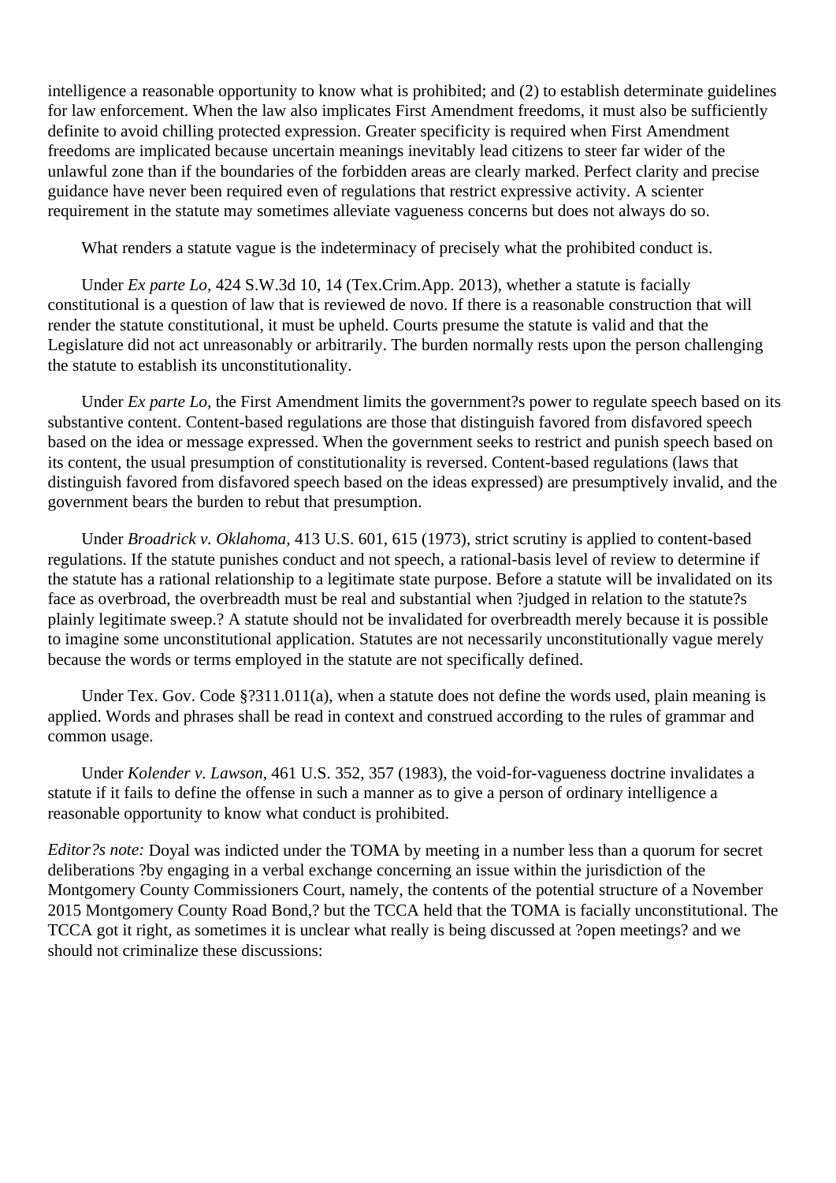intelligence a reasonable opportunity to know what is prohibited; and (2) to establish determinate guidelines for law enforcement. When the law also implicates First Amendment freedoms, it must also be sufficiently definite to avoid chilling protected expression. Greater specificity is required when First Amendment freedoms are implicated because uncertain meanings inevitably lead citizens to steer far wider of the unlawful zone than if the boundaries of the forbidden areas are clearly marked. Perfect clarity and precise guidance have never been required even of regulations that restrict expressive activity. A scienter requirement in the statute may sometimes alleviate vagueness concerns but does not always do so.

What renders a statute vague is the indeterminacy of precisely what the prohibited conduct is.

Under *Ex parte Lo*, 424 S.W.3d 10, 14 (Tex.Crim.App. 2013), whether a statute is facially constitutional is a question of law that is reviewed de novo. If there is a reasonable construction that will render the statute constitutional, it must be upheld. Courts presume the statute is valid and that the Legislature did not act unreasonably or arbitrarily. The burden normally rests upon the person challenging the statute to establish its unconstitutionality.

Under *Ex parte Lo*, the First Amendment limits the government?s power to regulate speech based on its substantive content. Content-based regulations are those that distinguish favored from disfavored speech based on the idea or message expressed. When the government seeks to restrict and punish speech based on its content, the usual presumption of constitutionality is reversed. Content-based regulations (laws that distinguish favored from disfavored speech based on the ideas expressed) are presumptively invalid, and the government bears the burden to rebut that presumption.

Under *Broadrick v. Oklahoma*, 413 U.S. 601, 615 (1973), strict scrutiny is applied to content-based regulations. If the statute punishes conduct and not speech, a rational-basis level of review to determine if the statute has a rational relationship to a legitimate state purpose. Before a statute will be invalidated on its face as overbroad, the overbreadth must be real and substantial when ?judged in relation to the statute?s plainly legitimate sweep.? A statute should not be invalidated for overbreadth merely because it is possible to imagine some unconstitutional application. Statutes are not necessarily unconstitutionally vague merely because the words or terms employed in the statute are not specifically defined.

Under Tex. Gov. Code §?311.011(a), when a statute does not define the words used, plain meaning is applied. Words and phrases shall be read in context and construed according to the rules of grammar and common usage.

Under *Kolender v. Lawson*, 461 U.S. 352, 357 (1983), the void-for-vagueness doctrine invalidates a statute if it fails to define the offense in such a manner as to give a person of ordinary intelligence a reasonable opportunity to know what conduct is prohibited.

*Editor?s note:* Doyal was indicted under the TOMA by meeting in a number less than a quorum for secret deliberations ?by engaging in a verbal exchange concerning an issue within the jurisdiction of the Montgomery County Commissioners Court, namely, the contents of the potential structure of a November 2015 Montgomery County Road Bond,? but the TCCA held that the TOMA is facially unconstitutional. The TCCA got it right, as sometimes it is unclear what really is being discussed at ?open meetings? and we should not criminalize these discussions: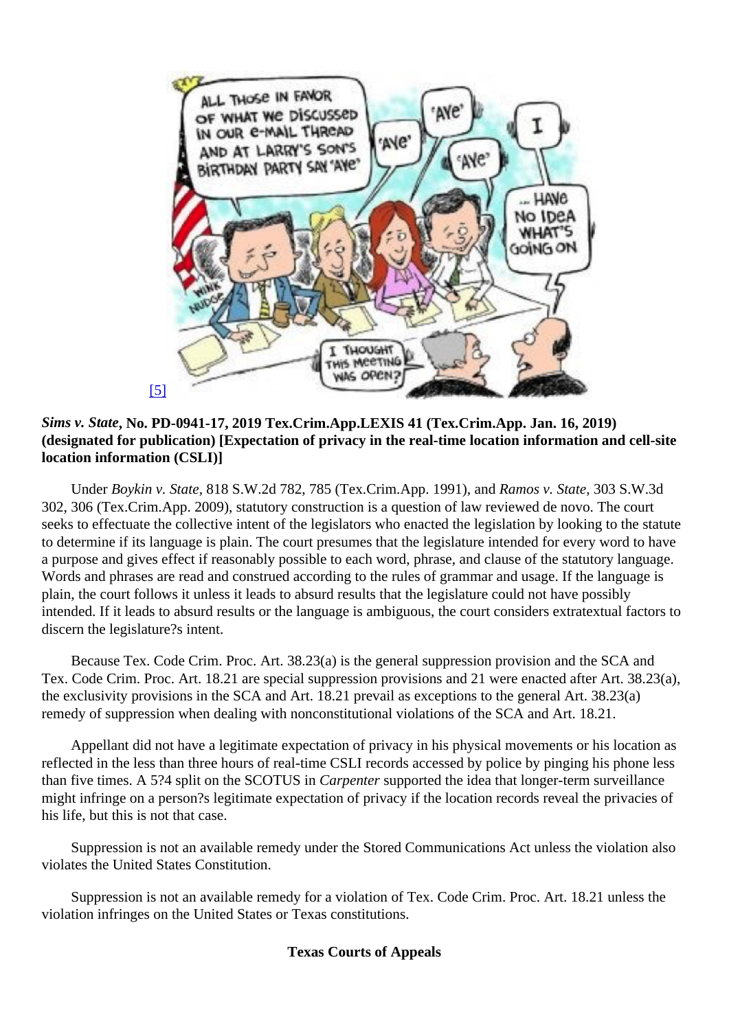[5]

**_Sims v. State_, No. PD-0941-17, 2019 Tex.Crim.App.LEXIS 41 (Tex.Crim.App. Jan. 16, 2019) (designated for publication) [Expectation of privacy in the real-time location information and cell-site location information (CSLI)]**

Under *Boykin v. State,* 818 S.W.2d 782, 785 (Tex.Crim.App. 1991), and *Ramos v. State,* 303 S.W.3d 302, 306 (Tex.Crim.App. 2009), statutory construction is a question of law reviewed de novo. The court seeks to effectuate the collective intent of the legislators who enacted the legislation by looking to the statute to determine if its language is plain. The court presumes that the legislature intended for every word to have a purpose and gives effect if reasonably possible to each word, phrase, and clause of the statutory language. Words and phrases are read and construed according to the rules of grammar and usage. If the language is plain, the court follows it unless it leads to absurd results that the legislature could not have possibly intended. If it leads to absurd results or the language is ambiguous, the court considers extratextual factors to discern the legislature?s intent.

Because Tex. Code Crim. Proc. Art. 38.23(a) is the general suppression provision and the SCA and Tex. Code Crim. Proc. Art. 18.21 are special suppression provisions and 21 were enacted after Art. 38.23(a), the exclusivity provisions in the SCA and Art. 18.21 prevail as exceptions to the general Art. 38.23(a) remedy of suppression when dealing with nonconstitutional violations of the SCA and Art. 18.21.

Appellant did not have a legitimate expectation of privacy in his physical movements or his location as reflected in the less than three hours of real-time CSLI records accessed by police by pinging his phone less than five times. A 5?4 split on the SCOTUS in *Carpenter* supported the idea that longer-term surveillance might infringe on a person?s legitimate expectation of privacy if the location records reveal the privacies of his life, but this is not that case.

Suppression is not an available remedy under the Stored Communications Act unless the violation also violates the United States Constitution.

Suppression is not an available remedy for a violation of Tex. Code Crim. Proc. Art. 18.21 unless the violation infringes on the United States or Texas constitutions.

**Texas Courts of Appeals**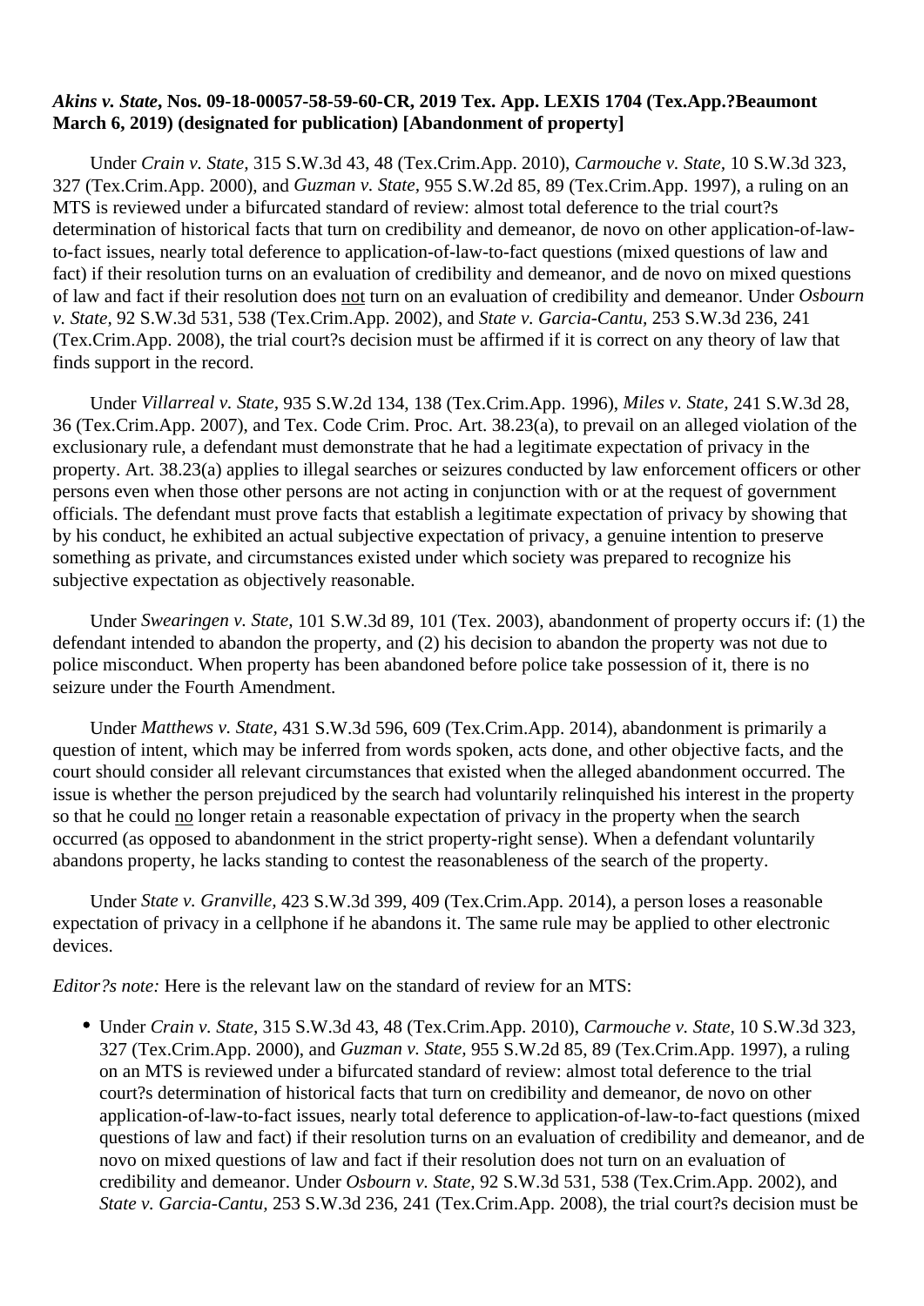***Akins v. State*, Nos. 09-18-00057-58-59-60-CR, 2019 Tex. App. LEXIS 1704 (Tex.App.?Beaumont March 6, 2019) (designated for publication) [Abandonment of property]**

Under *Crain v. State*, 315 S.W.3d 43, 48 (Tex.Crim.App. 2010), *Carmouche v. State*, 10 S.W.3d 323, 327 (Tex.Crim.App. 2000), and *Guzman v. State*, 955 S.W.2d 85, 89 (Tex.Crim.App. 1997), a ruling on an MTS is reviewed under a bifurcated standard of review: almost total deference to the trial court?s determination of historical facts that turn on credibility and demeanor, de novo on other application-of-law-to-fact issues, nearly total deference to application-of-law-to-fact questions (mixed questions of law and fact) if their resolution turns on an evaluation of credibility and demeanor, and de novo on mixed questions of law and fact if their resolution does <u>not</u> turn on an evaluation of credibility and demeanor. Under *Osbourn v. State*, 92 S.W.3d 531, 538 (Tex.Crim.App. 2002), and *State v. Garcia-Cantu*, 253 S.W.3d 236, 241 (Tex.Crim.App. 2008), the trial court?s decision must be affirmed if it is correct on any theory of law that finds support in the record.

Under *Villarreal v. State*, 935 S.W.2d 134, 138 (Tex.Crim.App. 1996), *Miles v. State*, 241 S.W.3d 28, 36 (Tex.Crim.App. 2007), and Tex. Code Crim. Proc. Art. 38.23(a), to prevail on an alleged violation of the exclusionary rule, a defendant must demonstrate that he had a legitimate expectation of privacy in the property. Art. 38.23(a) applies to illegal searches or seizures conducted by law enforcement officers or other persons even when those other persons are not acting in conjunction with or at the request of government officials. The defendant must prove facts that establish a legitimate expectation of privacy by showing that by his conduct, he exhibited an actual subjective expectation of privacy, a genuine intention to preserve something as private, and circumstances existed under which society was prepared to recognize his subjective expectation as objectively reasonable.

Under *Swearingen v. State*, 101 S.W.3d 89, 101 (Tex. 2003), abandonment of property occurs if: (1) the defendant intended to abandon the property, and (2) his decision to abandon the property was not due to police misconduct. When property has been abandoned before police take possession of it, there is no seizure under the Fourth Amendment.

Under *Matthews v. State*, 431 S.W.3d 596, 609 (Tex.Crim.App. 2014), abandonment is primarily a question of intent, which may be inferred from words spoken, acts done, and other objective facts, and the court should consider all relevant circumstances that existed when the alleged abandonment occurred. The issue is whether the person prejudiced by the search had voluntarily relinquished his interest in the property so that he could <u>no</u> longer retain a reasonable expectation of privacy in the property when the search occurred (as opposed to abandonment in the strict property-right sense). When a defendant voluntarily abandons property, he lacks standing to contest the reasonableness of the search of the property.

Under *State v. Granville*, 423 S.W.3d 399, 409 (Tex.Crim.App. 2014), a person loses a reasonable expectation of privacy in a cellphone if he abandons it. The same rule may be applied to other electronic devices.

*Editor?s note:* Here is the relevant law on the standard of review for an MTS:

- Under *Crain v. State*, 315 S.W.3d 43, 48 (Tex.Crim.App. 2010), *Carmouche v. State*, 10 S.W.3d 323, 327 (Tex.Crim.App. 2000), and *Guzman v. State*, 955 S.W.2d 85, 89 (Tex.Crim.App. 1997), a ruling on an MTS is reviewed under a bifurcated standard of review: almost total deference to the trial court?s determination of historical facts that turn on credibility and demeanor, de novo on other application-of-law-to-fact issues, nearly total deference to application-of-law-to-fact questions (mixed questions of law and fact) if their resolution turns on an evaluation of credibility and demeanor, and de novo on mixed questions of law and fact if their resolution does not turn on an evaluation of credibility and demeanor. Under *Osbourn v. State*, 92 S.W.3d 531, 538 (Tex.Crim.App. 2002), and *State v. Garcia-Cantu*, 253 S.W.3d 236, 241 (Tex.Crim.App. 2008), the trial court?s decision must be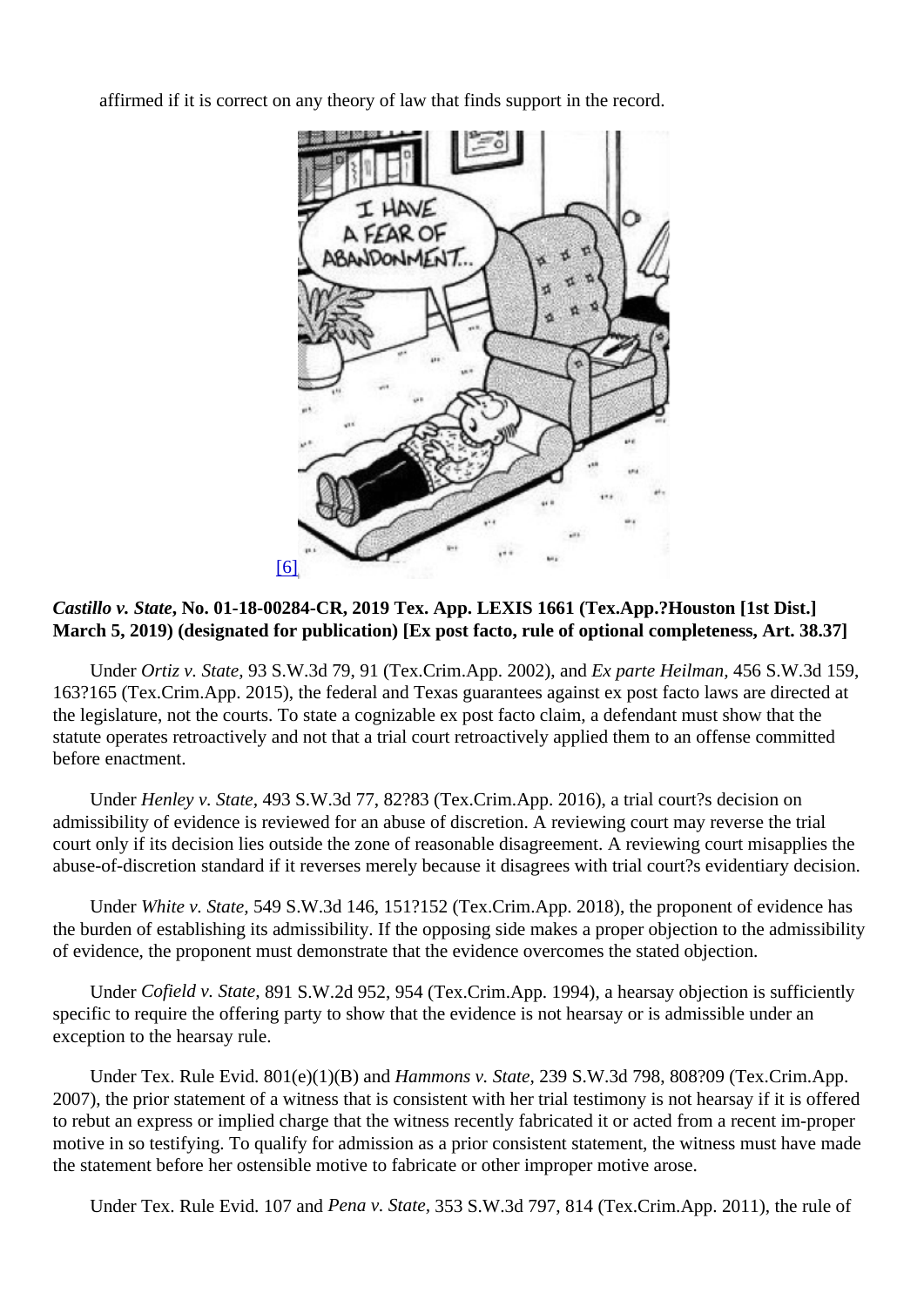affirmed if it is correct on any theory of law that finds support in the record.

[6]

***Castillo v. State*, No. 01-18-00284-CR, 2019 Tex. App. LEXIS 1661 (Tex.App.?Houston [1st Dist.] March 5, 2019) (designated for publication) [Ex post facto, rule of optional completeness, Art. 38.37]**

Under *Ortiz v. State,* 93 S.W.3d 79, 91 (Tex.Crim.App. 2002), and *Ex parte Heilman*, 456 S.W.3d 159, 163?165 (Tex.Crim.App. 2015), the federal and Texas guarantees against ex post facto laws are directed at the legislature, not the courts. To state a cognizable ex post facto claim, a defendant must show that the statute operates retroactively and not that a trial court retroactively applied them to an offense committed before enactment.

Under *Henley v. State*, 493 S.W.3d 77, 82?83 (Tex.Crim.App. 2016), a trial court?s decision on admissibility of evidence is reviewed for an abuse of discretion. A reviewing court may reverse the trial court only if its decision lies outside the zone of reasonable disagreement. A reviewing court misapplies the abuse-of-discretion standard if it reverses merely because it disagrees with trial court?s evidentiary decision.

Under *White v. State*, 549 S.W.3d 146, 151?152 (Tex.Crim.App. 2018), the proponent of evidence has the burden of establishing its admissibility. If the opposing side makes a proper objection to the admissibility of evidence, the proponent must demonstrate that the evidence overcomes the stated objection.

Under *Cofield v. State,* 891 S.W.2d 952, 954 (Tex.Crim.App. 1994), a hearsay objection is sufficiently specific to require the offering party to show that the evidence is not hearsay or is admissible under an exception to the hearsay rule.

Under Tex. Rule Evid. 801(e)(1)(B) and *Hammons v. State*, 239 S.W.3d 798, 808?09 (Tex.Crim.App. 2007), the prior statement of a witness that is consistent with her trial testimony is not hearsay if it is offered to rebut an express or implied charge that the witness recently fabricated it or acted from a recent im-proper motive in so testifying. To qualify for admission as a prior consistent statement, the witness must have made the statement before her ostensible motive to fabricate or other improper motive arose.

Under Tex. Rule Evid. 107 and *Pena v. State,* 353 S.W.3d 797, 814 (Tex.Crim.App. 2011), the rule of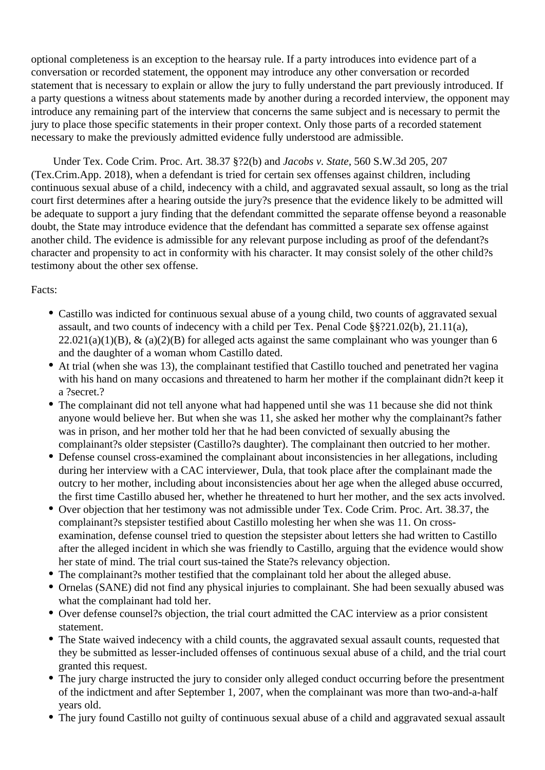optional completeness is an exception to the hearsay rule. If a party introduces into evidence part of a conversation or recorded statement, the opponent may introduce any other conversation or recorded statement that is necessary to explain or allow the jury to fully understand the part previously introduced. If a party questions a witness about statements made by another during a recorded interview, the opponent may introduce any remaining part of the interview that concerns the same subject and is necessary to permit the jury to place those specific statements in their proper context. Only those parts of a recorded statement necessary to make the previously admitted evidence fully understood are admissible.

Under Tex. Code Crim. Proc. Art. 38.37 §?2(b) and *Jacobs v. State*, 560 S.W.3d 205, 207 (Tex.Crim.App. 2018), when a defendant is tried for certain sex offenses against children, including continuous sexual abuse of a child, indecency with a child, and aggravated sexual assault, so long as the trial court first determines after a hearing outside the jury?s presence that the evidence likely to be admitted will be adequate to support a jury finding that the defendant committed the separate offense beyond a reasonable doubt, the State may introduce evidence that the defendant has committed a separate sex offense against another child. The evidence is admissible for any relevant purpose including as proof of the defendant?s character and propensity to act in conformity with his character. It may consist solely of the other child?s testimony about the other sex offense.

Facts:

- Castillo was indicted for continuous sexual abuse of a young child, two counts of aggravated sexual assault, and two counts of indecency with a child per Tex. Penal Code §§?21.02(b), 21.11(a), 22.021(a)(1)(B), & (a)(2)(B) for alleged acts against the same complainant who was younger than 6 and the daughter of a woman whom Castillo dated.
- At trial (when she was 13), the complainant testified that Castillo touched and penetrated her vagina with his hand on many occasions and threatened to harm her mother if the complainant didn?t keep it a ?secret.?
- The complainant did not tell anyone what had happened until she was 11 because she did not think anyone would believe her. But when she was 11, she asked her mother why the complainant?s father was in prison, and her mother told her that he had been convicted of sexually abusing the complainant?s older stepsister (Castillo?s daughter). The complainant then outcried to her mother.
- Defense counsel cross-examined the complainant about inconsistencies in her allegations, including during her interview with a CAC interviewer, Dula, that took place after the complainant made the outcry to her mother, including about inconsistencies about her age when the alleged abuse occurred, the first time Castillo abused her, whether he threatened to hurt her mother, and the sex acts involved.
- Over objection that her testimony was not admissible under Tex. Code Crim. Proc. Art. 38.37, the complainant?s stepsister testified about Castillo molesting her when she was 11. On cross-examination, defense counsel tried to question the stepsister about letters she had written to Castillo after the alleged incident in which she was friendly to Castillo, arguing that the evidence would show her state of mind. The trial court sus-tained the State?s relevancy objection.
- The complainant?s mother testified that the complainant told her about the alleged abuse.
- Ornelas (SANE) did not find any physical injuries to complainant. She had been sexually abused was what the complainant had told her.
- Over defense counsel?s objection, the trial court admitted the CAC interview as a prior consistent statement.
- The State waived indecency with a child counts, the aggravated sexual assault counts, requested that they be submitted as lesser-included offenses of continuous sexual abuse of a child, and the trial court granted this request.
- The jury charge instructed the jury to consider only alleged conduct occurring before the presentment of the indictment and after September 1, 2007, when the complainant was more than two-and-a-half years old.
- The jury found Castillo not guilty of continuous sexual abuse of a child and aggravated sexual assault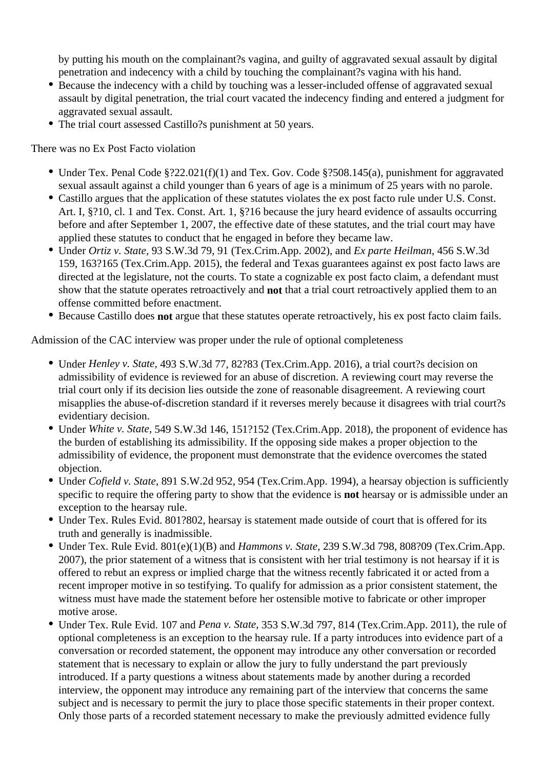by putting his mouth on the complainant?s vagina, and guilty of aggravated sexual assault by digital penetration and indecency with a child by touching the complainant?s vagina with his hand.

- Because the indecency with a child by touching was a lesser-included offense of aggravated sexual assault by digital penetration, the trial court vacated the indecency finding and entered a judgment for aggravated sexual assault.
- The trial court assessed Castillo?s punishment at 50 years.

There was no Ex Post Facto violation

- Under Tex. Penal Code §?22.021(f)(1) and Tex. Gov. Code §?508.145(a), punishment for aggravated sexual assault against a child younger than 6 years of age is a minimum of 25 years with no parole.
- Castillo argues that the application of these statutes violates the ex post facto rule under U.S. Const. Art. I, §?10, cl. 1 and Tex. Const. Art. 1, §?16 because the jury heard evidence of assaults occurring before and after September 1, 2007, the effective date of these statutes, and the trial court may have applied these statutes to conduct that he engaged in before they became law.
- Under *Ortiz v. State,* 93 S.W.3d 79, 91 (Tex.Crim.App. 2002), and *Ex parte Heilman,* 456 S.W.3d 159, 163?165 (Tex.Crim.App. 2015), the federal and Texas guarantees against ex post facto laws are directed at the legislature, not the courts. To state a cognizable ex post facto claim, a defendant must show that the statute operates retroactively and **not** that a trial court retroactively applied them to an offense committed before enactment.
- Because Castillo does **not** argue that these statutes operate retroactively, his ex post facto claim fails.

Admission of the CAC interview was proper under the rule of optional completeness

- Under *Henley v. State,* 493 S.W.3d 77, 82?83 (Tex.Crim.App. 2016), a trial court?s decision on admissibility of evidence is reviewed for an abuse of discretion. A reviewing court may reverse the trial court only if its decision lies outside the zone of reasonable disagreement. A reviewing court misapplies the abuse-of-discretion standard if it reverses merely because it disagrees with trial court?s evidentiary decision.
- Under *White v. State,* 549 S.W.3d 146, 151?152 (Tex.Crim.App. 2018), the proponent of evidence has the burden of establishing its admissibility. If the opposing side makes a proper objection to the admissibility of evidence, the proponent must demonstrate that the evidence overcomes the stated objection.
- Under *Cofield v. State,* 891 S.W.2d 952, 954 (Tex.Crim.App. 1994), a hearsay objection is sufficiently specific to require the offering party to show that the evidence is **not** hearsay or is admissible under an exception to the hearsay rule.
- Under Tex. Rules Evid. 801?802, hearsay is statement made outside of court that is offered for its truth and generally is inadmissible.
- Under Tex. Rule Evid. 801(e)(1)(B) and *Hammons v. State,* 239 S.W.3d 798, 808?09 (Tex.Crim.App. 2007), the prior statement of a witness that is consistent with her trial testimony is not hearsay if it is offered to rebut an express or implied charge that the witness recently fabricated it or acted from a recent improper motive in so testifying. To qualify for admission as a prior consistent statement, the witness must have made the statement before her ostensible motive to fabricate or other improper motive arose.
- Under Tex. Rule Evid. 107 and *Pena v. State,* 353 S.W.3d 797, 814 (Tex.Crim.App. 2011), the rule of optional completeness is an exception to the hearsay rule. If a party introduces into evidence part of a conversation or recorded statement, the opponent may introduce any other conversation or recorded statement that is necessary to explain or allow the jury to fully understand the part previously introduced. If a party questions a witness about statements made by another during a recorded interview, the opponent may introduce any remaining part of the interview that concerns the same subject and is necessary to permit the jury to place those specific statements in their proper context. Only those parts of a recorded statement necessary to make the previously admitted evidence fully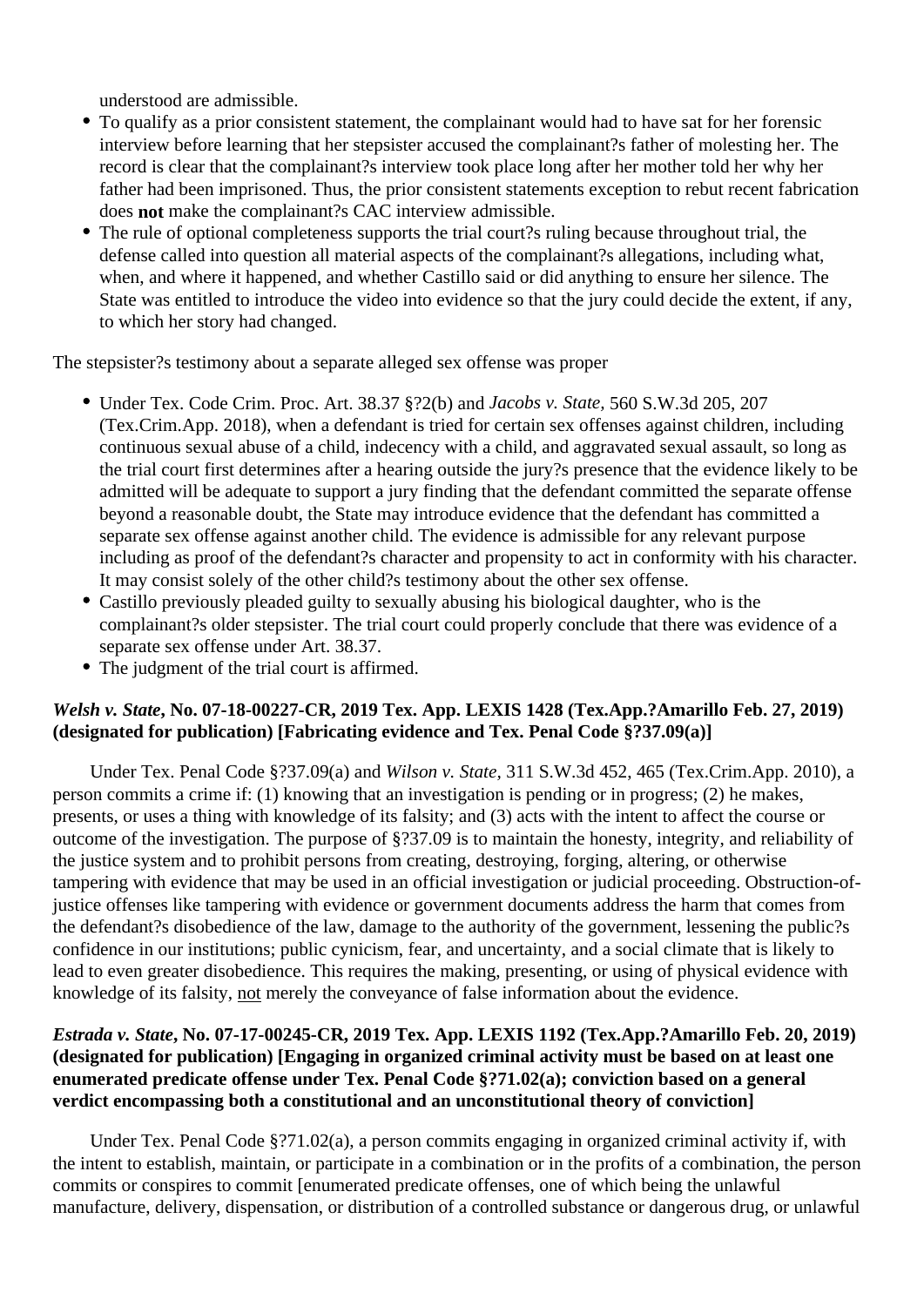understood are admissible.

- To qualify as a prior consistent statement, the complainant would had to have sat for her forensic interview before learning that her stepsister accused the complainant?s father of molesting her. The record is clear that the complainant?s interview took place long after her mother told her why her father had been imprisoned. Thus, the prior consistent statements exception to rebut recent fabrication does **not** make the complainant?s CAC interview admissible.
- The rule of optional completeness supports the trial court?s ruling because throughout trial, the defense called into question all material aspects of the complainant?s allegations, including what, when, and where it happened, and whether Castillo said or did anything to ensure her silence. The State was entitled to introduce the video into evidence so that the jury could decide the extent, if any, to which her story had changed.

The stepsister?s testimony about a separate alleged sex offense was proper

- Under Tex. Code Crim. Proc. Art. 38.37 §?2(b) and *Jacobs v. State*, 560 S.W.3d 205, 207 (Tex.Crim.App. 2018), when a defendant is tried for certain sex offenses against children, including continuous sexual abuse of a child, indecency with a child, and aggravated sexual assault, so long as the trial court first determines after a hearing outside the jury?s presence that the evidence likely to be admitted will be adequate to support a jury finding that the defendant committed the separate offense beyond a reasonable doubt, the State may introduce evidence that the defendant has committed a separate sex offense against another child. The evidence is admissible for any relevant purpose including as proof of the defendant?s character and propensity to act in conformity with his character. It may consist solely of the other child?s testimony about the other sex offense.
- Castillo previously pleaded guilty to sexually abusing his biological daughter, who is the complainant?s older stepsister. The trial court could properly conclude that there was evidence of a separate sex offense under Art. 38.37.
- The judgment of the trial court is affirmed.

***Welsh v. State*, No. 07-18-00227-CR, 2019 Tex. App. LEXIS 1428 (Tex.App.?Amarillo Feb. 27, 2019) (designated for publication) [Fabricating evidence and Tex. Penal Code §?37.09(a)]**

Under Tex. Penal Code §?37.09(a) and *Wilson v. State*, 311 S.W.3d 452, 465 (Tex.Crim.App. 2010), a person commits a crime if: (1) knowing that an investigation is pending or in progress; (2) he makes, presents, or uses a thing with knowledge of its falsity; and (3) acts with the intent to affect the course or outcome of the investigation. The purpose of §?37.09 is to maintain the honesty, integrity, and reliability of the justice system and to prohibit persons from creating, destroying, forging, altering, or otherwise tampering with evidence that may be used in an official investigation or judicial proceeding. Obstruction-of-justice offenses like tampering with evidence or government documents address the harm that comes from the defendant?s disobedience of the law, damage to the authority of the government, lessening the public?s confidence in our institutions; public cynicism, fear, and uncertainty, and a social climate that is likely to lead to even greater disobedience. This requires the making, presenting, or using of physical evidence with knowledge of its falsity, not merely the conveyance of false information about the evidence.

***Estrada v. State*, No. 07-17-00245-CR, 2019 Tex. App. LEXIS 1192 (Tex.App.?Amarillo Feb. 20, 2019) (designated for publication) [Engaging in organized criminal activity must be based on at least one enumerated predicate offense under Tex. Penal Code §?71.02(a); conviction based on a general verdict encompassing both a constitutional and an unconstitutional theory of conviction]**

Under Tex. Penal Code §?71.02(a), a person commits engaging in organized criminal activity if, with the intent to establish, maintain, or participate in a combination or in the profits of a combination, the person commits or conspires to commit [enumerated predicate offenses, one of which being the unlawful manufacture, delivery, dispensation, or distribution of a controlled substance or dangerous drug, or unlawful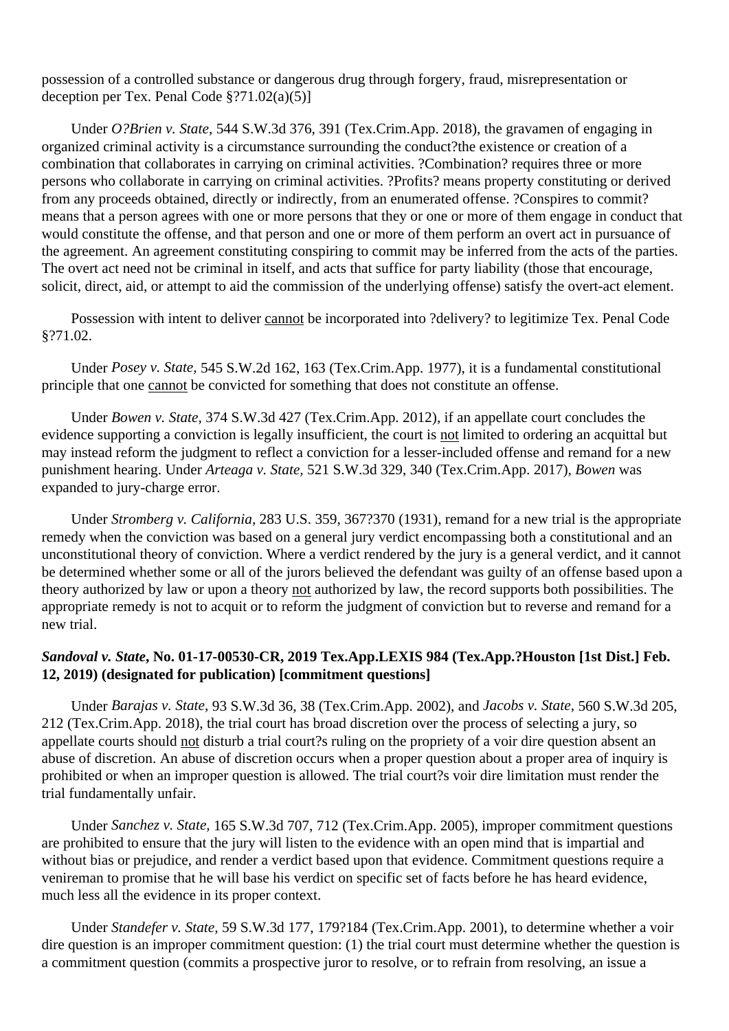possession of a controlled substance or dangerous drug through forgery, fraud, misrepresentation or deception per Tex. Penal Code §?71.02(a)(5)]

Under *O?Brien v. State,* 544 S.W.3d 376, 391 (Tex.Crim.App. 2018), the gravamen of engaging in organized criminal activity is a circumstance surrounding the conduct?the existence or creation of a combination that collaborates in carrying on criminal activities. ?Combination? requires three or more persons who collaborate in carrying on criminal activities. ?Profits? means property constituting or derived from any proceeds obtained, directly or indirectly, from an enumerated offense. ?Conspires to commit? means that a person agrees with one or more persons that they or one or more of them engage in conduct that would constitute the offense, and that person and one or more of them perform an overt act in pursuance of the agreement. An agreement constituting conspiring to commit may be inferred from the acts of the parties. The overt act need not be criminal in itself, and acts that suffice for party liability (those that encourage, solicit, direct, aid, or attempt to aid the commission of the underlying offense) satisfy the overt-act element.

Possession with intent to deliver <u>cannot</u> be incorporated into ?delivery? to legitimize Tex. Penal Code §?71.02.

Under *Posey v. State,* 545 S.W.2d 162, 163 (Tex.Crim.App. 1977), it is a fundamental constitutional principle that one <u>cannot</u> be convicted for something that does not constitute an offense.

Under *Bowen v. State,* 374 S.W.3d 427 (Tex.Crim.App. 2012), if an appellate court concludes the evidence supporting a conviction is legally insufficient, the court is <u>not</u> limited to ordering an acquittal but may instead reform the judgment to reflect a conviction for a lesser-included offense and remand for a new punishment hearing. Under *Arteaga v. State,* 521 S.W.3d 329, 340 (Tex.Crim.App. 2017), *Bowen* was expanded to jury-charge error.

Under *Stromberg v. California,* 283 U.S. 359, 367?370 (1931), remand for a new trial is the appropriate remedy when the conviction was based on a general jury verdict encompassing both a constitutional and an unconstitutional theory of conviction. Where a verdict rendered by the jury is a general verdict, and it cannot be determined whether some or all of the jurors believed the defendant was guilty of an offense based upon a theory authorized by law or upon a theory <u>not</u> authorized by law, the record supports both possibilities. The appropriate remedy is not to acquit or to reform the judgment of conviction but to reverse and remand for a new trial.

***Sandoval v. State*, No. 01-17-00530-CR, 2019 Tex.App.LEXIS 984 (Tex.App.?Houston [1st Dist.] Feb. 12, 2019) (designated for publication) [commitment questions]**

Under *Barajas v. State,* 93 S.W.3d 36, 38 (Tex.Crim.App. 2002), and *Jacobs v. State,* 560 S.W.3d 205, 212 (Tex.Crim.App. 2018), the trial court has broad discretion over the process of selecting a jury, so appellate courts should <u>not</u> disturb a trial court?s ruling on the propriety of a voir dire question absent an abuse of discretion. An abuse of discretion occurs when a proper question about a proper area of inquiry is prohibited or when an improper question is allowed. The trial court?s voir dire limitation must render the trial fundamentally unfair.

Under *Sanchez v. State,* 165 S.W.3d 707, 712 (Tex.Crim.App. 2005), improper commitment questions are prohibited to ensure that the jury will listen to the evidence with an open mind that is impartial and without bias or prejudice, and render a verdict based upon that evidence. Commitment questions require a venireman to promise that he will base his verdict on specific set of facts before he has heard evidence, much less all the evidence in its proper context.

Under *Standefer v. State,* 59 S.W.3d 177, 179?184 (Tex.Crim.App. 2001), to determine whether a voir dire question is an improper commitment question: (1) the trial court must determine whether the question is a commitment question (commits a prospective juror to resolve, or to refrain from resolving, an issue a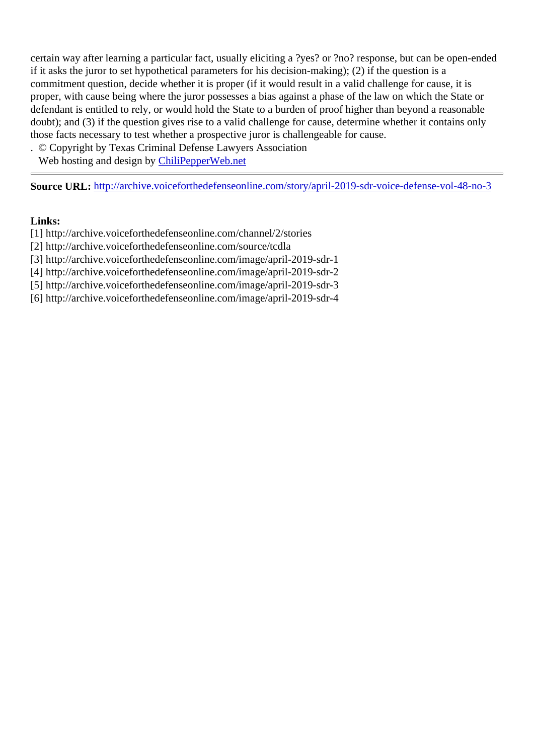certain way after learning a particular fact, usually eliciting a ?yes? or ?no? response, but can be open-ended if it asks the juror to set hypothetical parameters for his decision-making); (2) if the question is a commitment question, decide whether it is proper (if it would result in a valid challenge for cause, it is proper, with cause being where the juror possesses a bias against a phase of the law on which the State or defendant is entitled to rely, or would hold the State to a burden of proof higher than beyond a reasonable doubt); and (3) if the question gives rise to a valid challenge for cause, determine whether it contains only those facts necessary to test whether a prospective juror is challengeable for cause.

. © Copyright by Texas Criminal Defense Lawyers Association
Web hosting and design by [ChiliPepperWeb.net]

---

**Source URL:** http://archive.voiceforthedefenseonline.com/story/april-2019-sdr-voice-defense-vol-48-no-3

**Links:**
[1] http://archive.voiceforthedefenseonline.com/channel/2/stories
[2] http://archive.voiceforthedefenseonline.com/source/tcdla
[3] http://archive.voiceforthedefenseonline.com/image/april-2019-sdr-1
[4] http://archive.voiceforthedefenseonline.com/image/april-2019-sdr-2
[5] http://archive.voiceforthedefenseonline.com/image/april-2019-sdr-3
[6] http://archive.voiceforthedefenseonline.com/image/april-2019-sdr-4